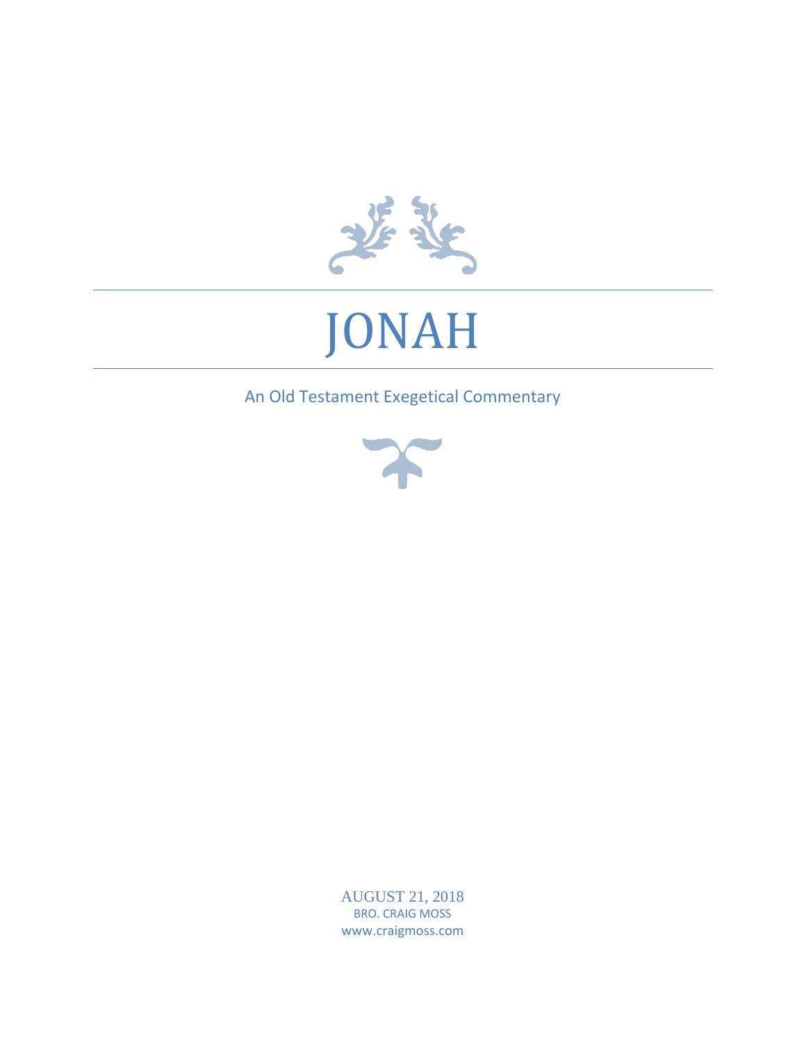# JONAH

An Old Testament Exegetical Commentary

AUGUST 21, 2018

BRO. CRAIG MOSS

www.craigmoss.com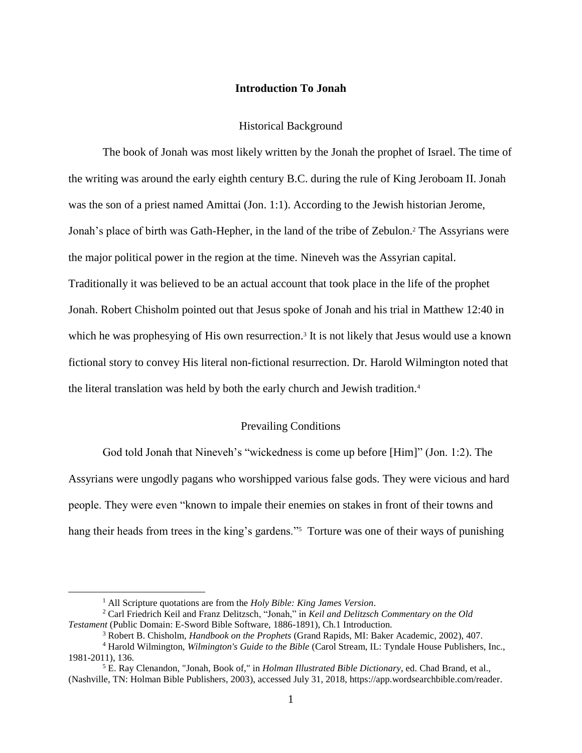# Introduction To Jonah

## Historical Background

The book of Jonah was most likely written by the Jonah the prophet of Israel. The time of the writing was around the early eighth century B.C. during the rule of King Jeroboam II. Jonah was the son of a priest named Amittai (Jon. 1:1). According to the Jewish historian Jerome, Jonah's place of birth was Gath-Hepher, in the land of the tribe of Zebulon.[2] The Assyrians were the major political power in the region at the time. Nineveh was the Assyrian capital. Traditionally it was believed to be an actual account that took place in the life of the prophet Jonah. Robert Chisholm pointed out that Jesus spoke of Jonah and his trial in Matthew 12:40 in which he was prophesying of His own resurrection.[3] It is not likely that Jesus would use a known fictional story to convey His literal non-fictional resurrection. Dr. Harold Wilmington noted that the literal translation was held by both the early church and Jewish tradition.[4]

## Prevailing Conditions

God told Jonah that Nineveh's "wickedness is come up before [Him]" (Jon. 1:2). The Assyrians were ungodly pagans who worshipped various false gods. They were vicious and hard people. They were even "known to impale their enemies on stakes in front of their towns and hang their heads from trees in the king's gardens."[5] Torture was one of their ways of punishing

---

[1] All Scripture quotations are from the *Holy Bible: King James Version*.

[2] Carl Friedrich Keil and Franz Delitzsch, "Jonah," in *Keil and Delitzsch Commentary on the Old Testament* (Public Domain: E-Sword Bible Software, 1886-1891), Ch.1 Introduction.

[3] Robert B. Chisholm, *Handbook on the Prophets* (Grand Rapids, MI: Baker Academic, 2002), 407.

[4] Harold Wilmington, *Wilmington's Guide to the Bible* (Carol Stream, IL: Tyndale House Publishers, Inc., 1981-2011), 136.

[5] E. Ray Clenandon, "Jonah, Book of," in *Holman Illustrated Bible Dictionary*, ed. Chad Brand, et al., (Nashville, TN: Holman Bible Publishers, 2003), accessed July 31, 2018, https://app.wordsearchbible.com/reader.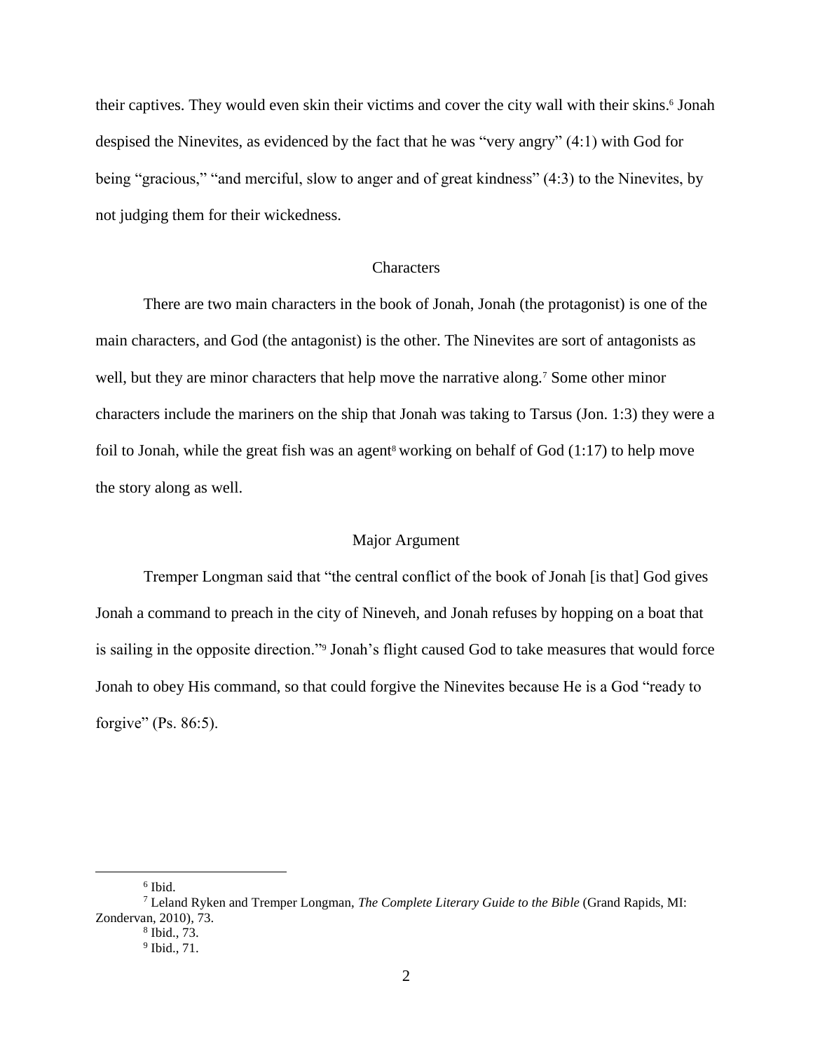their captives. They would even skin their victims and cover the city wall with their skins.[6] Jonah despised the Ninevites, as evidenced by the fact that he was "very angry" (4:1) with God for being "gracious," "and merciful, slow to anger and of great kindness" (4:3) to the Ninevites, by not judging them for their wickedness.

## Characters

There are two main characters in the book of Jonah, Jonah (the protagonist) is one of the main characters, and God (the antagonist) is the other. The Ninevites are sort of antagonists as well, but they are minor characters that help move the narrative along.[7] Some other minor characters include the mariners on the ship that Jonah was taking to Tarsus (Jon. 1:3) they were a foil to Jonah, while the great fish was an agent[8] working on behalf of God (1:17) to help move the story along as well.

## Major Argument

Tremper Longman said that "the central conflict of the book of Jonah [is that] God gives Jonah a command to preach in the city of Nineveh, and Jonah refuses by hopping on a boat that is sailing in the opposite direction."[9] Jonah's flight caused God to take measures that would force Jonah to obey His command, so that could forgive the Ninevites because He is a God "ready to forgive" (Ps. 86:5).

---

[6] Ibid.

[7] Leland Ryken and Tremper Longman, *The Complete Literary Guide to the Bible* (Grand Rapids, MI: Zondervan, 2010), 73.

[8] Ibid., 73.

[9] Ibid., 71.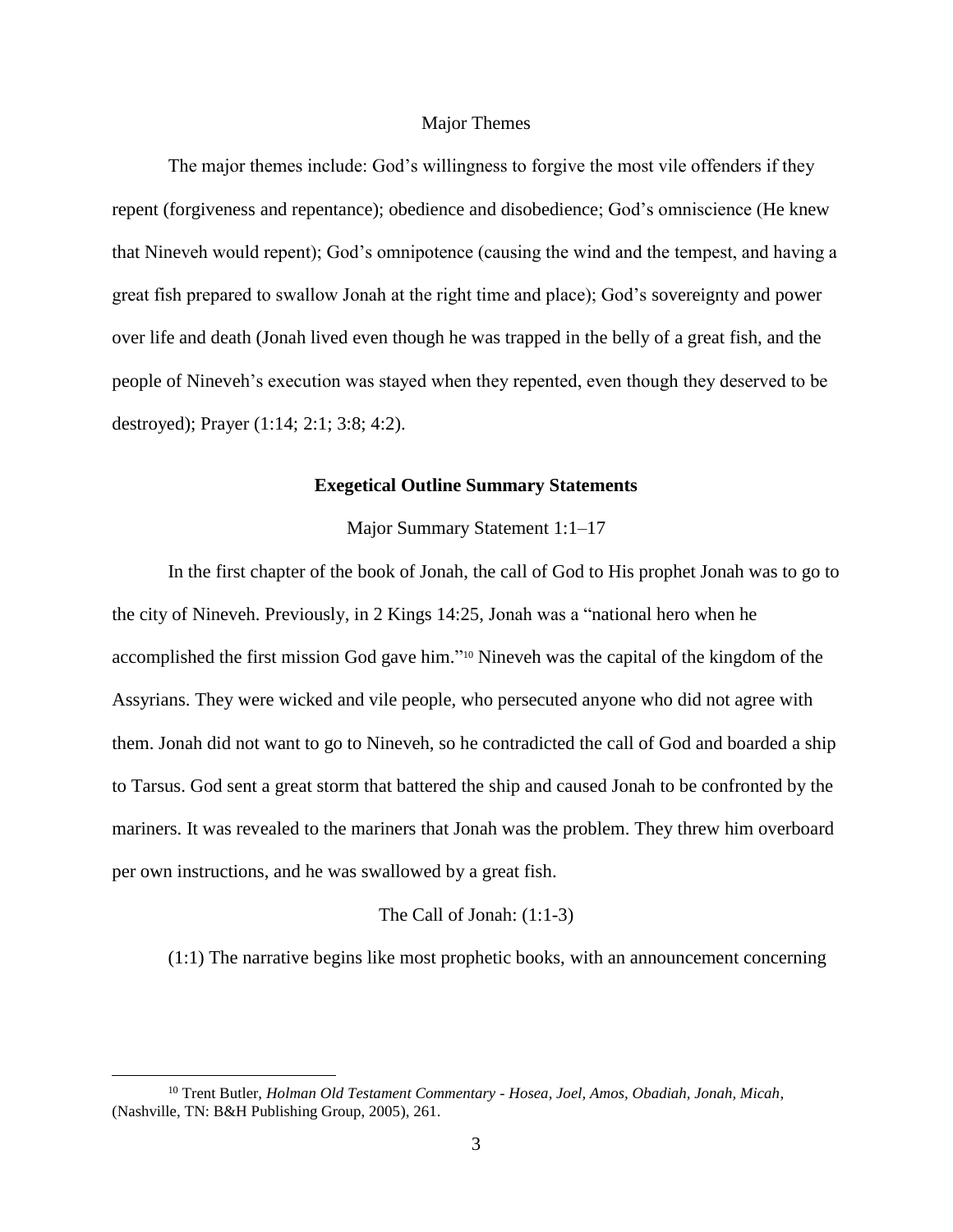## Major Themes

The major themes include: God's willingness to forgive the most vile offenders if they repent (forgiveness and repentance); obedience and disobedience; God's omniscience (He knew that Nineveh would repent); God's omnipotence (causing the wind and the tempest, and having a great fish prepared to swallow Jonah at the right time and place); God's sovereignty and power over life and death (Jonah lived even though he was trapped in the belly of a great fish, and the people of Nineveh's execution was stayed when they repented, even though they deserved to be destroyed); Prayer (1:14; 2:1; 3:8; 4:2).

## Exegetical Outline Summary Statements

### Major Summary Statement 1:1–17

In the first chapter of the book of Jonah, the call of God to His prophet Jonah was to go to the city of Nineveh. Previously, in 2 Kings 14:25, Jonah was a "national hero when he accomplished the first mission God gave him."[10] Nineveh was the capital of the kingdom of the Assyrians. They were wicked and vile people, who persecuted anyone who did not agree with them. Jonah did not want to go to Nineveh, so he contradicted the call of God and boarded a ship to Tarsus. God sent a great storm that battered the ship and caused Jonah to be confronted by the mariners. It was revealed to the mariners that Jonah was the problem. They threw him overboard per own instructions, and he was swallowed by a great fish.

### The Call of Jonah: (1:1-3)

(1:1) The narrative begins like most prophetic books, with an announcement concerning

---

[10] Trent Butler, *Holman Old Testament Commentary - Hosea, Joel, Amos, Obadiah, Jonah, Micah*, (Nashville, TN: B&H Publishing Group, 2005), 261.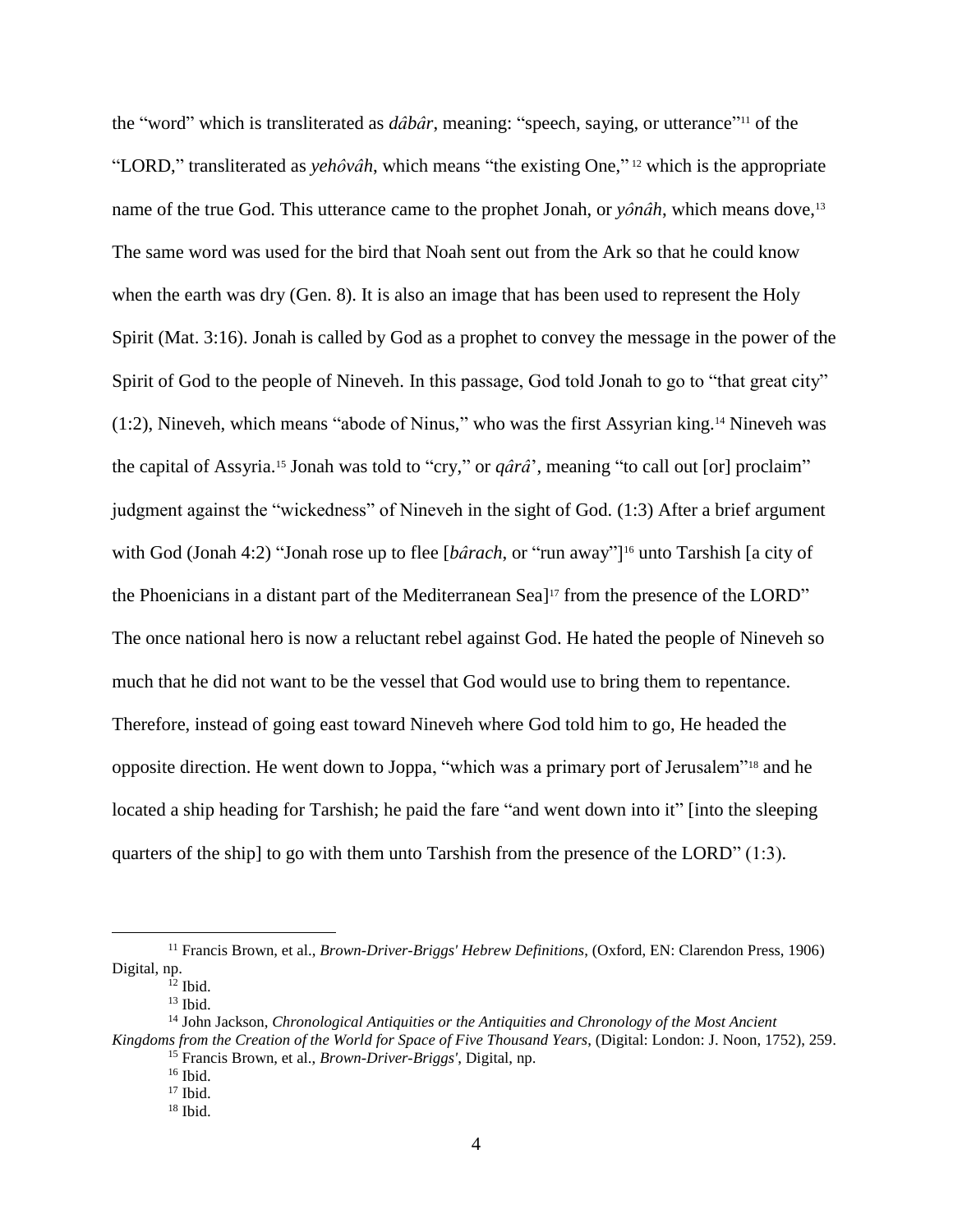the "word" which is transliterated as *dâbâr*, meaning: "speech, saying, or utterance"[11] of the "LORD," transliterated as *yehôvâh*, which means "the existing One," [12] which is the appropriate name of the true God. This utterance came to the prophet Jonah, or *yônâh*, which means dove,[13] The same word was used for the bird that Noah sent out from the Ark so that he could know when the earth was dry (Gen. 8). It is also an image that has been used to represent the Holy Spirit (Mat. 3:16). Jonah is called by God as a prophet to convey the message in the power of the Spirit of God to the people of Nineveh. In this passage, God told Jonah to go to "that great city" (1:2), Nineveh, which means "abode of Ninus," who was the first Assyrian king.[14] Nineveh was the capital of Assyria.[15] Jonah was told to "cry," or *qârâ*', meaning "to call out [or] proclaim" judgment against the "wickedness" of Nineveh in the sight of God. (1:3) After a brief argument with God (Jonah 4:2) "Jonah rose up to flee [*bârach*, or "run away"][16] unto Tarshish [a city of the Phoenicians in a distant part of the Mediterranean Sea][17] from the presence of the LORD" The once national hero is now a reluctant rebel against God. He hated the people of Nineveh so much that he did not want to be the vessel that God would use to bring them to repentance. Therefore, instead of going east toward Nineveh where God told him to go, He headed the opposite direction. He went down to Joppa, "which was a primary port of Jerusalem"[18] and he located a ship heading for Tarshish; he paid the fare "and went down into it" [into the sleeping quarters of the ship] to go with them unto Tarshish from the presence of the LORD" (1:3).

---

[11] Francis Brown, et al., *Brown-Driver-Briggs' Hebrew Definitions*, (Oxford, EN: Clarendon Press, 1906) Digital, np.

[12] Ibid.

[13] Ibid.

[14] John Jackson, *Chronological Antiquities or the Antiquities and Chronology of the Most Ancient Kingdoms from the Creation of the World for Space of Five Thousand Years*, (Digital: London: J. Noon, 1752), 259.

[15] Francis Brown, et al., *Brown-Driver-Briggs'*, Digital, np.

[16] Ibid.

[17] Ibid.

[18] Ibid.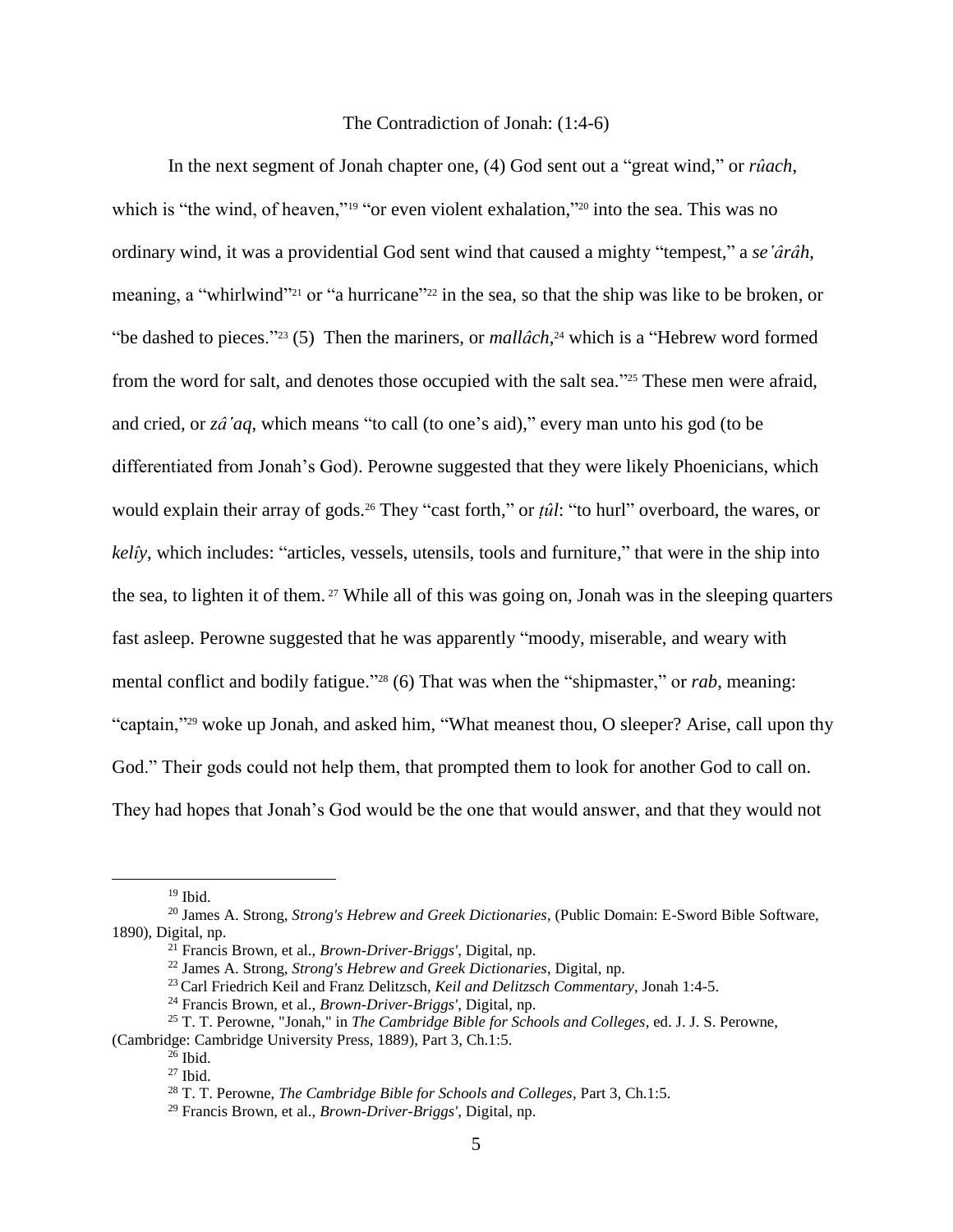The Contradiction of Jonah: (1:4-6)

In the next segment of Jonah chapter one, (4) God sent out a "great wind," or *rûach*, which is "the wind, of heaven,"[19] "or even violent exhalation,"[20] into the sea. This was no ordinary wind, it was a providential God sent wind that caused a mighty "tempest," a *seʿârâh*, meaning, a "whirlwind"[21] or "a hurricane"[22] in the sea, so that the ship was like to be broken, or "be dashed to pieces."[23] (5) Then the mariners, or *mallâch*,[24] which is a "Hebrew word formed from the word for salt, and denotes those occupied with the salt sea."[25] These men were afraid, and cried, or *zâʿaq*, which means "to call (to one's aid)," every man unto his god (to be differentiated from Jonah's God). Perowne suggested that they were likely Phoenicians, which would explain their array of gods.[26] They "cast forth," or *ṭûl*: "to hurl" overboard, the wares, or *kelîy*, which includes: "articles, vessels, utensils, tools and furniture," that were in the ship into the sea, to lighten it of them.[27] While all of this was going on, Jonah was in the sleeping quarters fast asleep. Perowne suggested that he was apparently "moody, miserable, and weary with mental conflict and bodily fatigue."[28] (6) That was when the "shipmaster," or *rab*, meaning: "captain,"[29] woke up Jonah, and asked him, "What meanest thou, O sleeper? Arise, call upon thy God." Their gods could not help them, that prompted them to look for another God to call on. They had hopes that Jonah's God would be the one that would answer, and that they would not

---

[19] Ibid.

[20] James A. Strong, *Strong's Hebrew and Greek Dictionaries*, (Public Domain: E-Sword Bible Software, 1890), Digital, np.

[21] Francis Brown, et al., *Brown-Driver-Briggs'*, Digital, np.

[22] James A. Strong, *Strong's Hebrew and Greek Dictionaries*, Digital, np.

[23] Carl Friedrich Keil and Franz Delitzsch, *Keil and Delitzsch Commentary*, Jonah 1:4-5.

[24] Francis Brown, et al., *Brown-Driver-Briggs'*, Digital, np.

[25] T. T. Perowne, "Jonah," in *The Cambridge Bible for Schools and Colleges*, ed. J. J. S. Perowne, (Cambridge: Cambridge University Press, 1889), Part 3, Ch.1:5.

[26] Ibid.

[27] Ibid.

[28] T. T. Perowne, *The Cambridge Bible for Schools and Colleges*, Part 3, Ch.1:5.

[29] Francis Brown, et al., *Brown-Driver-Briggs'*, Digital, np.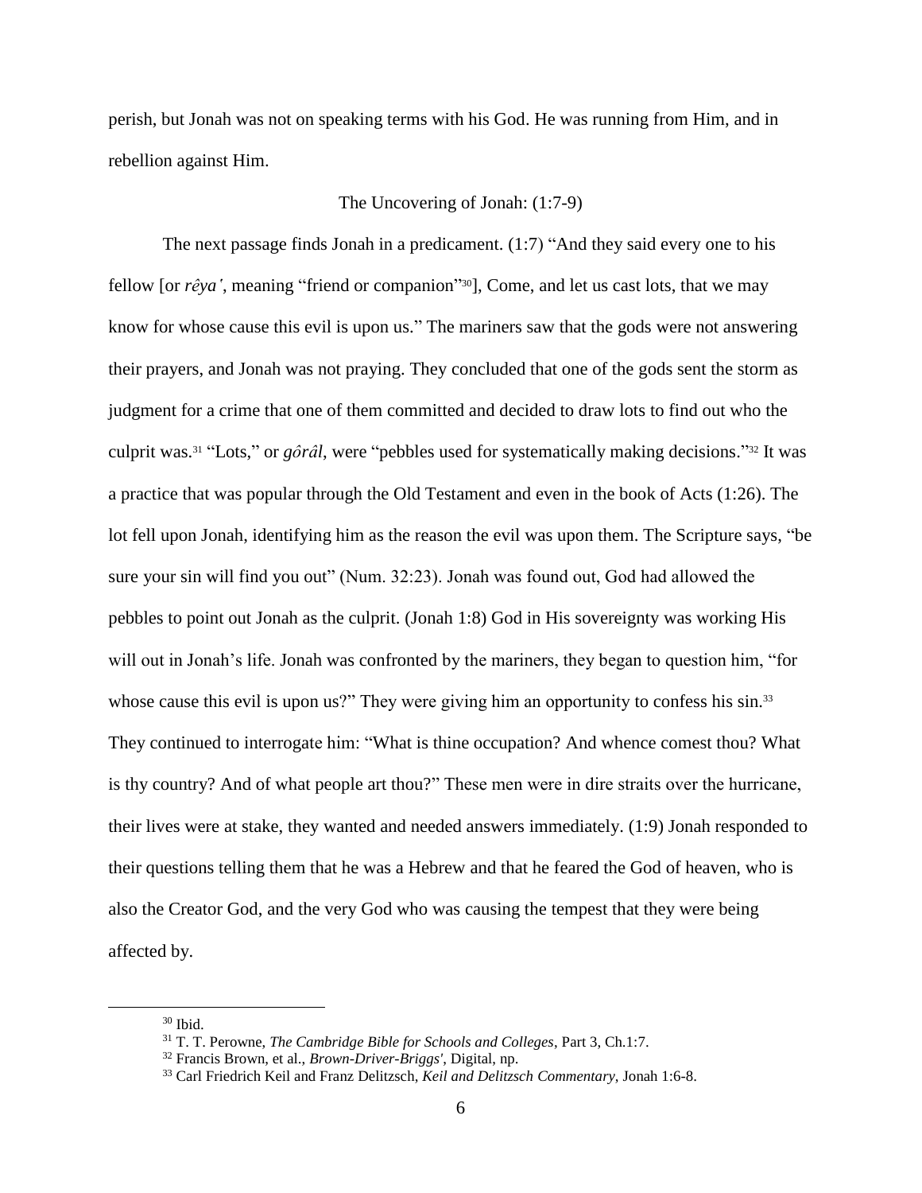perish, but Jonah was not on speaking terms with his God. He was running from Him, and in rebellion against Him.

### The Uncovering of Jonah: (1:7-9)

The next passage finds Jonah in a predicament. (1:7) "And they said every one to his fellow [or *rêya'*, meaning "friend or companion"[30]], Come, and let us cast lots, that we may know for whose cause this evil is upon us." The mariners saw that the gods were not answering their prayers, and Jonah was not praying. They concluded that one of the gods sent the storm as judgment for a crime that one of them committed and decided to draw lots to find out who the culprit was.[31] "Lots," or *gôrâl*, were "pebbles used for systematically making decisions."[32] It was a practice that was popular through the Old Testament and even in the book of Acts (1:26). The lot fell upon Jonah, identifying him as the reason the evil was upon them. The Scripture says, "be sure your sin will find you out" (Num. 32:23). Jonah was found out, God had allowed the pebbles to point out Jonah as the culprit. (Jonah 1:8) God in His sovereignty was working His will out in Jonah's life. Jonah was confronted by the mariners, they began to question him, "for whose cause this evil is upon us?" They were giving him an opportunity to confess his sin.[33] They continued to interrogate him: "What is thine occupation? And whence comest thou? What is thy country? And of what people art thou?" These men were in dire straits over the hurricane, their lives were at stake, they wanted and needed answers immediately. (1:9) Jonah responded to their questions telling them that he was a Hebrew and that he feared the God of heaven, who is also the Creator God, and the very God who was causing the tempest that they were being affected by.

---

[30] Ibid.

[31] T. T. Perowne, *The Cambridge Bible for Schools and Colleges*, Part 3, Ch.1:7.

[32] Francis Brown, et al., *Brown-Driver-Briggs'*, Digital, np.

[33] Carl Friedrich Keil and Franz Delitzsch, *Keil and Delitzsch Commentary*, Jonah 1:6-8.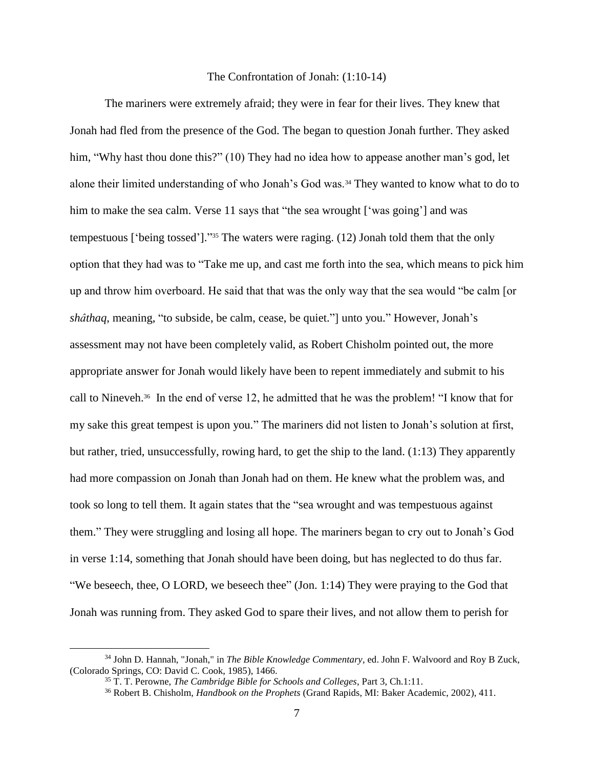## The Confrontation of Jonah: (1:10-14)

The mariners were extremely afraid; they were in fear for their lives. They knew that Jonah had fled from the presence of the God. The began to question Jonah further. They asked him, "Why hast thou done this?" (10) They had no idea how to appease another man's god, let alone their limited understanding of who Jonah's God was.[34] They wanted to know what to do to him to make the sea calm. Verse 11 says that "the sea wrought ['was going'] and was tempestuous ['being tossed']."[35] The waters were raging. (12) Jonah told them that the only option that they had was to "Take me up, and cast me forth into the sea, which means to pick him up and throw him overboard. He said that that was the only way that the sea would "be calm [or *shâthaq*, meaning, "to subside, be calm, cease, be quiet."] unto you." However, Jonah's assessment may not have been completely valid, as Robert Chisholm pointed out, the more appropriate answer for Jonah would likely have been to repent immediately and submit to his call to Nineveh.[36] In the end of verse 12, he admitted that he was the problem! "I know that for my sake this great tempest is upon you." The mariners did not listen to Jonah's solution at first, but rather, tried, unsuccessfully, rowing hard, to get the ship to the land. (1:13) They apparently had more compassion on Jonah than Jonah had on them. He knew what the problem was, and took so long to tell them. It again states that the "sea wrought and was tempestuous against them." They were struggling and losing all hope. The mariners began to cry out to Jonah's God in verse 1:14, something that Jonah should have been doing, but has neglected to do thus far. "We beseech, thee, O LORD, we beseech thee" (Jon. 1:14) They were praying to the God that Jonah was running from. They asked God to spare their lives, and not allow them to perish for

---

[34] John D. Hannah, "Jonah," in *The Bible Knowledge Commentary*, ed. John F. Walvoord and Roy B Zuck, (Colorado Springs, CO: David C. Cook, 1985), 1466.

[35] T. T. Perowne, *The Cambridge Bible for Schools and Colleges*, Part 3, Ch.1:11.

[36] Robert B. Chisholm, *Handbook on the Prophets* (Grand Rapids, MI: Baker Academic, 2002), 411.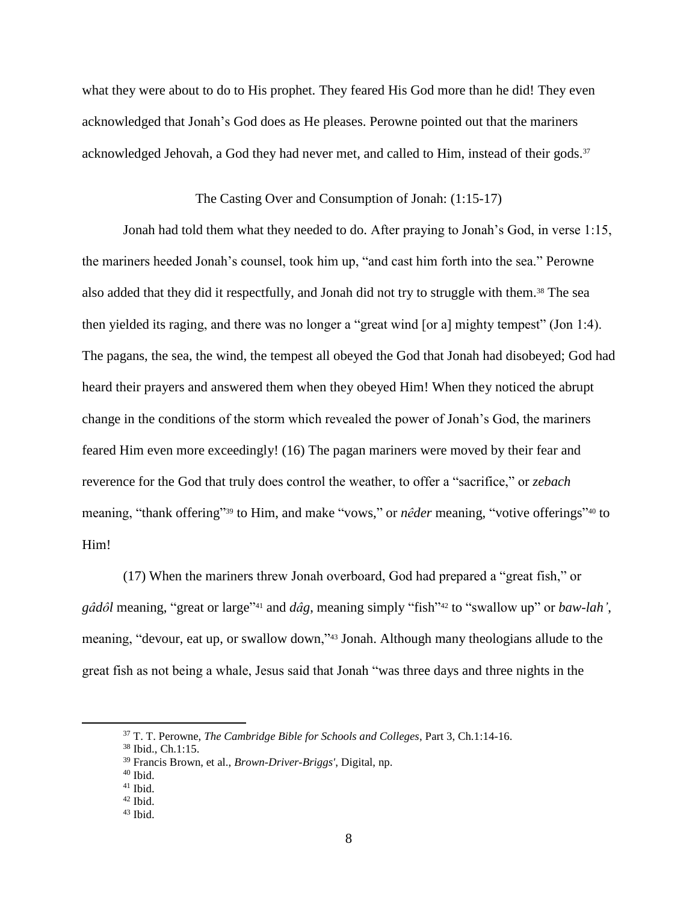what they were about to do to His prophet. They feared His God more than he did! They even acknowledged that Jonah's God does as He pleases. Perowne pointed out that the mariners acknowledged Jehovah, a God they had never met, and called to Him, instead of their gods.[37]

## The Casting Over and Consumption of Jonah: (1:15-17)

Jonah had told them what they needed to do. After praying to Jonah's God, in verse 1:15, the mariners heeded Jonah's counsel, took him up, "and cast him forth into the sea." Perowne also added that they did it respectfully, and Jonah did not try to struggle with them.[38] The sea then yielded its raging, and there was no longer a "great wind [or a] mighty tempest" (Jon 1:4). The pagans, the sea, the wind, the tempest all obeyed the God that Jonah had disobeyed; God had heard their prayers and answered them when they obeyed Him! When they noticed the abrupt change in the conditions of the storm which revealed the power of Jonah's God, the mariners feared Him even more exceedingly! (16) The pagan mariners were moved by their fear and reverence for the God that truly does control the weather, to offer a "sacrifice," or *zebach* meaning, "thank offering"[39] to Him, and make "vows," or *nêder* meaning, "votive offerings"[40] to Him!

(17) When the mariners threw Jonah overboard, God had prepared a "great fish," or *gâdôl* meaning, "great or large"[41] and *dâg*, meaning simply "fish"[42] to "swallow up" or *baw-lah'*, meaning, "devour, eat up, or swallow down,"[43] Jonah. Although many theologians allude to the great fish as not being a whale, Jesus said that Jonah "was three days and three nights in the

---

[37] T. T. Perowne, *The Cambridge Bible for Schools and Colleges*, Part 3, Ch.1:14-16.

[38] Ibid., Ch.1:15.

[39] Francis Brown, et al., *Brown-Driver-Briggs'*, Digital, np.

[40] Ibid.

[41] Ibid.

[42] Ibid.

[43] Ibid.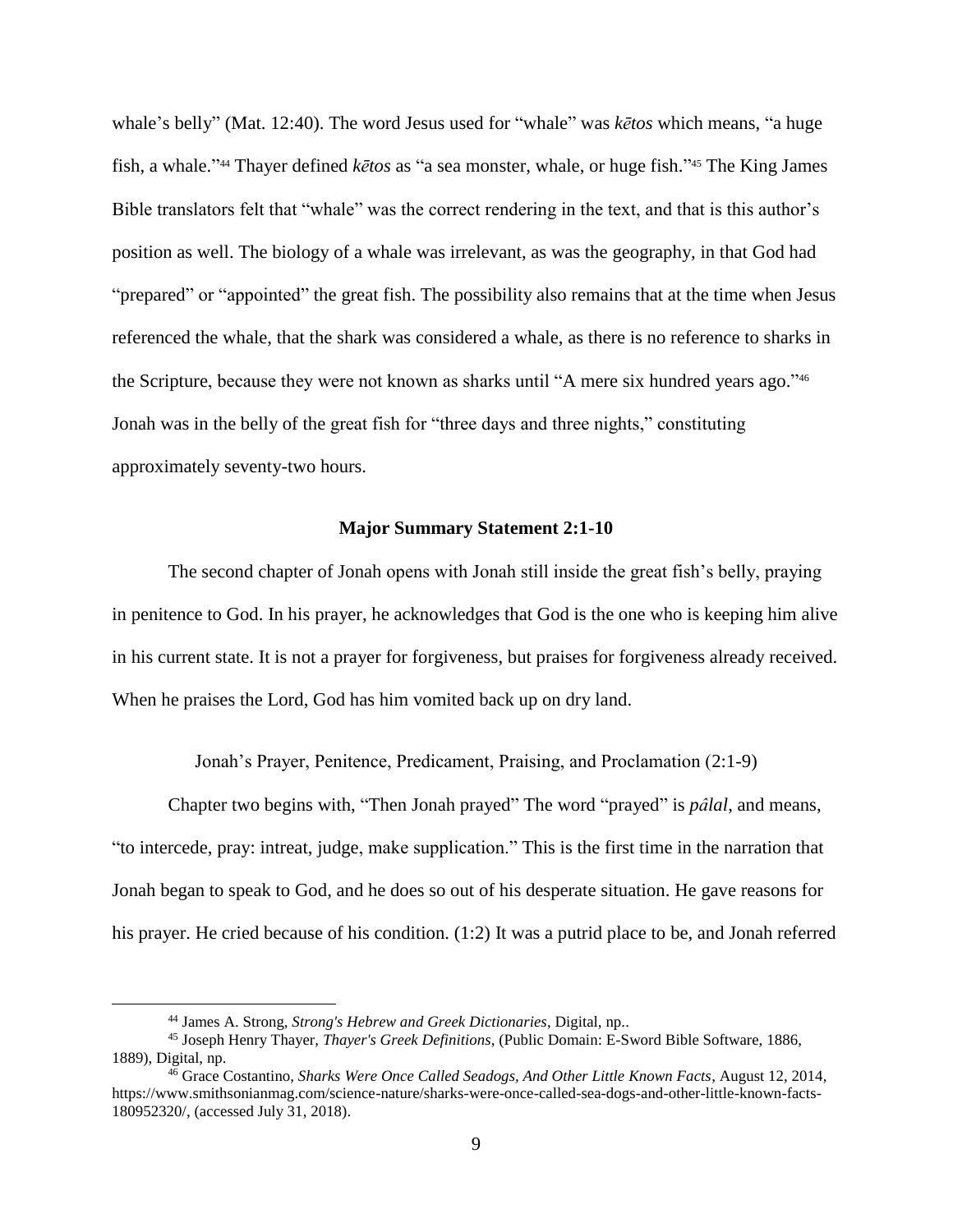whale's belly" (Mat. 12:40). The word Jesus used for "whale" was *kētos* which means, "a huge fish, a whale."[44] Thayer defined *kētos* as "a sea monster, whale, or huge fish."[45] The King James Bible translators felt that "whale" was the correct rendering in the text, and that is this author's position as well. The biology of a whale was irrelevant, as was the geography, in that God had "prepared" or "appointed" the great fish. The possibility also remains that at the time when Jesus referenced the whale, that the shark was considered a whale, as there is no reference to sharks in the Scripture, because they were not known as sharks until "A mere six hundred years ago."[46] Jonah was in the belly of the great fish for "three days and three nights," constituting approximately seventy-two hours.

**Major Summary Statement 2:1-10**

The second chapter of Jonah opens with Jonah still inside the great fish's belly, praying in penitence to God. In his prayer, he acknowledges that God is the one who is keeping him alive in his current state. It is not a prayer for forgiveness, but praises for forgiveness already received. When he praises the Lord, God has him vomited back up on dry land.

Jonah's Prayer, Penitence, Predicament, Praising, and Proclamation (2:1-9)

Chapter two begins with, "Then Jonah prayed" The word "prayed" is *pâlal*, and means, "to intercede, pray: intreat, judge, make supplication." This is the first time in the narration that Jonah began to speak to God, and he does so out of his desperate situation. He gave reasons for his prayer. He cried because of his condition. (1:2) It was a putrid place to be, and Jonah referred

---

[44] James A. Strong, *Strong's Hebrew and Greek Dictionaries*, Digital, np..

[45] Joseph Henry Thayer, *Thayer's Greek Definitions*, (Public Domain: E-Sword Bible Software, 1886, 1889), Digital, np.

[46] Grace Costantino, *Sharks Were Once Called Seadogs, And Other Little Known Facts*, August 12, 2014, https://www.smithsonianmag.com/science-nature/sharks-were-once-called-sea-dogs-and-other-little-known-facts-180952320/, (accessed July 31, 2018).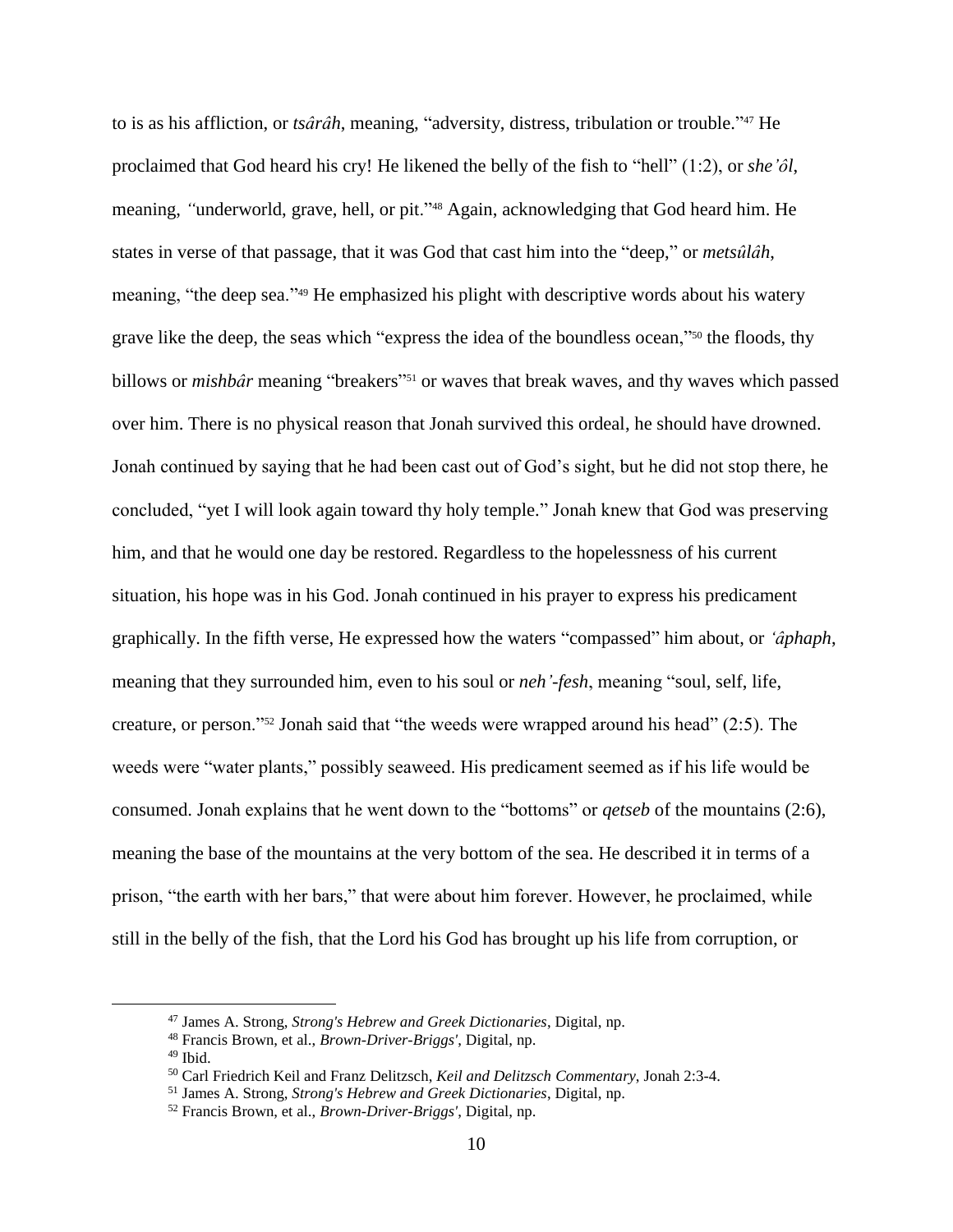to is as his affliction, or *tsârâh*, meaning, "adversity, distress, tribulation or trouble."[47] He proclaimed that God heard his cry! He likened the belly of the fish to "hell" (1:2), or *she'ôl*, meaning, "underworld, grave, hell, or pit."[48] Again, acknowledging that God heard him. He states in verse of that passage, that it was God that cast him into the "deep," or *metsûlâh*, meaning, "the deep sea."[49] He emphasized his plight with descriptive words about his watery grave like the deep, the seas which "express the idea of the boundless ocean,"[50] the floods, thy billows or *mishbâr* meaning "breakers"[51] or waves that break waves, and thy waves which passed over him. There is no physical reason that Jonah survived this ordeal, he should have drowned. Jonah continued by saying that he had been cast out of God's sight, but he did not stop there, he concluded, "yet I will look again toward thy holy temple." Jonah knew that God was preserving him, and that he would one day be restored. Regardless to the hopelessness of his current situation, his hope was in his God. Jonah continued in his prayer to express his predicament graphically. In the fifth verse, He expressed how the waters "compassed" him about, or *'âphaph*, meaning that they surrounded him, even to his soul or *neh'-fesh*, meaning "soul, self, life, creature, or person."[52] Jonah said that "the weeds were wrapped around his head" (2:5). The weeds were "water plants," possibly seaweed. His predicament seemed as if his life would be consumed. Jonah explains that he went down to the "bottoms" or *qetseb* of the mountains (2:6), meaning the base of the mountains at the very bottom of the sea. He described it in terms of a prison, "the earth with her bars," that were about him forever. However, he proclaimed, while still in the belly of the fish, that the Lord his God has brought up his life from corruption, or

---

[47] James A. Strong, *Strong's Hebrew and Greek Dictionaries*, Digital, np.

[48] Francis Brown, et al., *Brown-Driver-Briggs'*, Digital, np.

[49] Ibid.

[50] Carl Friedrich Keil and Franz Delitzsch, *Keil and Delitzsch Commentary*, Jonah 2:3-4.

[51] James A. Strong, *Strong's Hebrew and Greek Dictionaries*, Digital, np.

[52] Francis Brown, et al., *Brown-Driver-Briggs'*, Digital, np.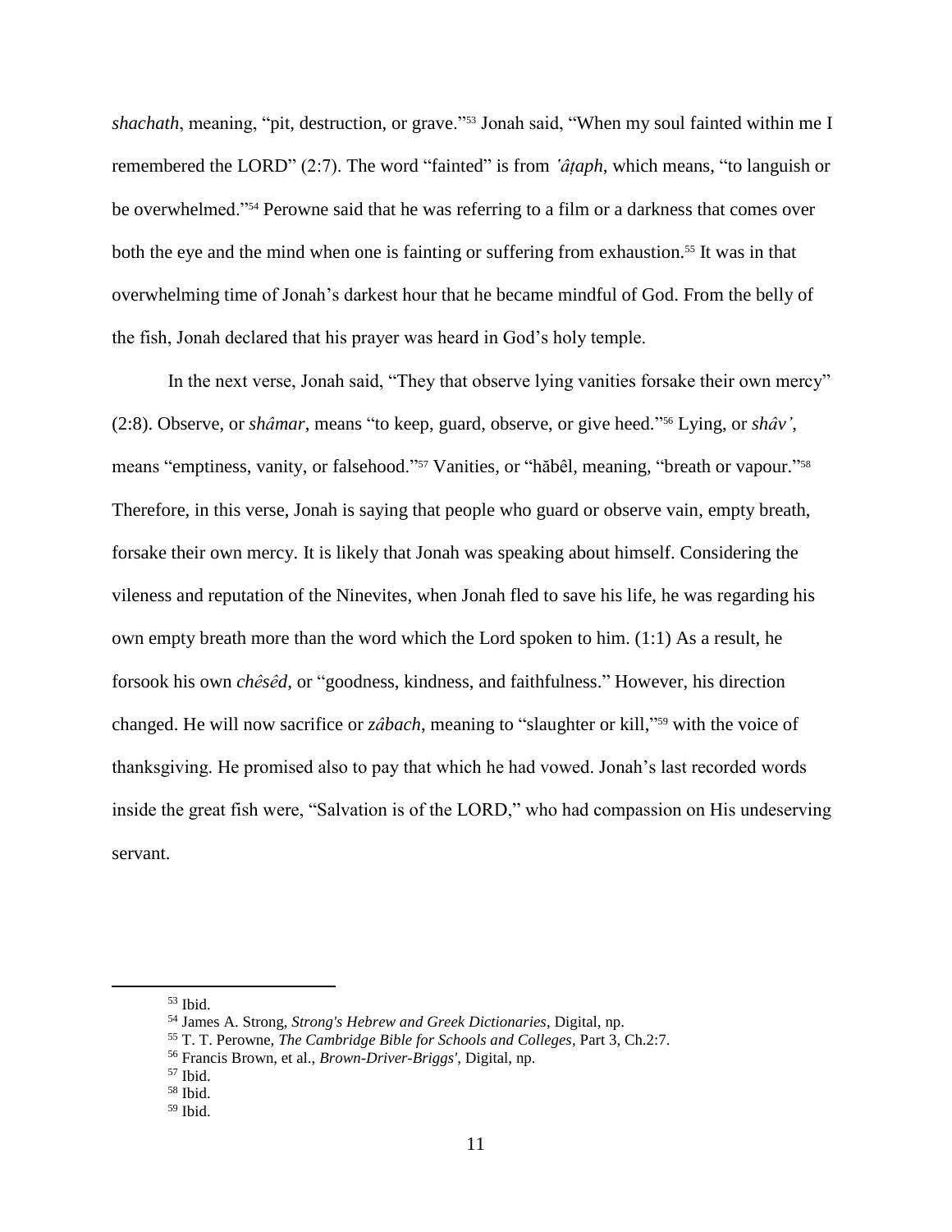*shachath*, meaning, "pit, destruction, or grave."[53] Jonah said, "When my soul fainted within me I remembered the LORD" (2:7). The word "fainted" is from *'âṭaph*, which means, "to languish or be overwhelmed."[54] Perowne said that he was referring to a film or a darkness that comes over both the eye and the mind when one is fainting or suffering from exhaustion.[55] It was in that overwhelming time of Jonah's darkest hour that he became mindful of God. From the belly of the fish, Jonah declared that his prayer was heard in God's holy temple.

In the next verse, Jonah said, "They that observe lying vanities forsake their own mercy" (2:8). Observe, or *shâmar*, means "to keep, guard, observe, or give heed."[56] Lying, or *shâv'*, means "emptiness, vanity, or falsehood."[57] Vanities, or "hăbêl, meaning, "breath or vapour."[58] Therefore, in this verse, Jonah is saying that people who guard or observe vain, empty breath, forsake their own mercy. It is likely that Jonah was speaking about himself. Considering the vileness and reputation of the Ninevites, when Jonah fled to save his life, he was regarding his own empty breath more than the word which the Lord spoken to him. (1:1) As a result, he forsook his own *chêsêd*, or "goodness, kindness, and faithfulness." However, his direction changed. He will now sacrifice or *zâbach*, meaning to "slaughter or kill,"[59] with the voice of thanksgiving. He promised also to pay that which he had vowed. Jonah's last recorded words inside the great fish were, "Salvation is of the LORD," who had compassion on His undeserving servant.

---

[53] Ibid.

[54] James A. Strong, *Strong's Hebrew and Greek Dictionaries*, Digital, np.

[55] T. T. Perowne, *The Cambridge Bible for Schools and Colleges*, Part 3, Ch.2:7.

[56] Francis Brown, et al., *Brown-Driver-Briggs'*, Digital, np.

[57] Ibid.

[58] Ibid.

[59] Ibid.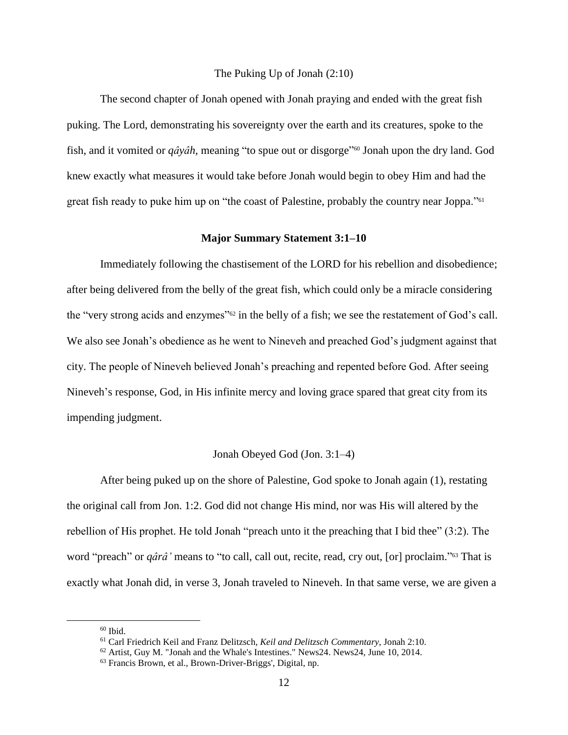### The Puking Up of Jonah (2:10)

The second chapter of Jonah opened with Jonah praying and ended with the great fish puking. The Lord, demonstrating his sovereignty over the earth and its creatures, spoke to the fish, and it vomited or *qâyâh,* meaning "to spue out or disgorge"[60] Jonah upon the dry land. God knew exactly what measures it would take before Jonah would begin to obey Him and had the great fish ready to puke him up on "the coast of Palestine, probably the country near Joppa."[61]

## Major Summary Statement 3:1–10

Immediately following the chastisement of the LORD for his rebellion and disobedience; after being delivered from the belly of the great fish, which could only be a miracle considering the "very strong acids and enzymes"[62] in the belly of a fish; we see the restatement of God's call. We also see Jonah's obedience as he went to Nineveh and preached God's judgment against that city. The people of Nineveh believed Jonah's preaching and repented before God. After seeing Nineveh's response, God, in His infinite mercy and loving grace spared that great city from its impending judgment.

### Jonah Obeyed God (Jon. 3:1–4)

After being puked up on the shore of Palestine, God spoke to Jonah again (1), restating the original call from Jon. 1:2. God did not change His mind, nor was His will altered by the rebellion of His prophet. He told Jonah "preach unto it the preaching that I bid thee" (3:2). The word "preach" or *qârâ'* means to "to call, call out, recite, read, cry out, [or] proclaim."[63] That is exactly what Jonah did, in verse 3, Jonah traveled to Nineveh. In that same verse, we are given a

---

[60] Ibid.

[61] Carl Friedrich Keil and Franz Delitzsch, *Keil and Delitzsch Commentary*, Jonah 2:10.

[62] Artist, Guy M. "Jonah and the Whale's Intestines." News24. News24, June 10, 2014.

[63] Francis Brown, et al., Brown-Driver-Briggs', Digital, np.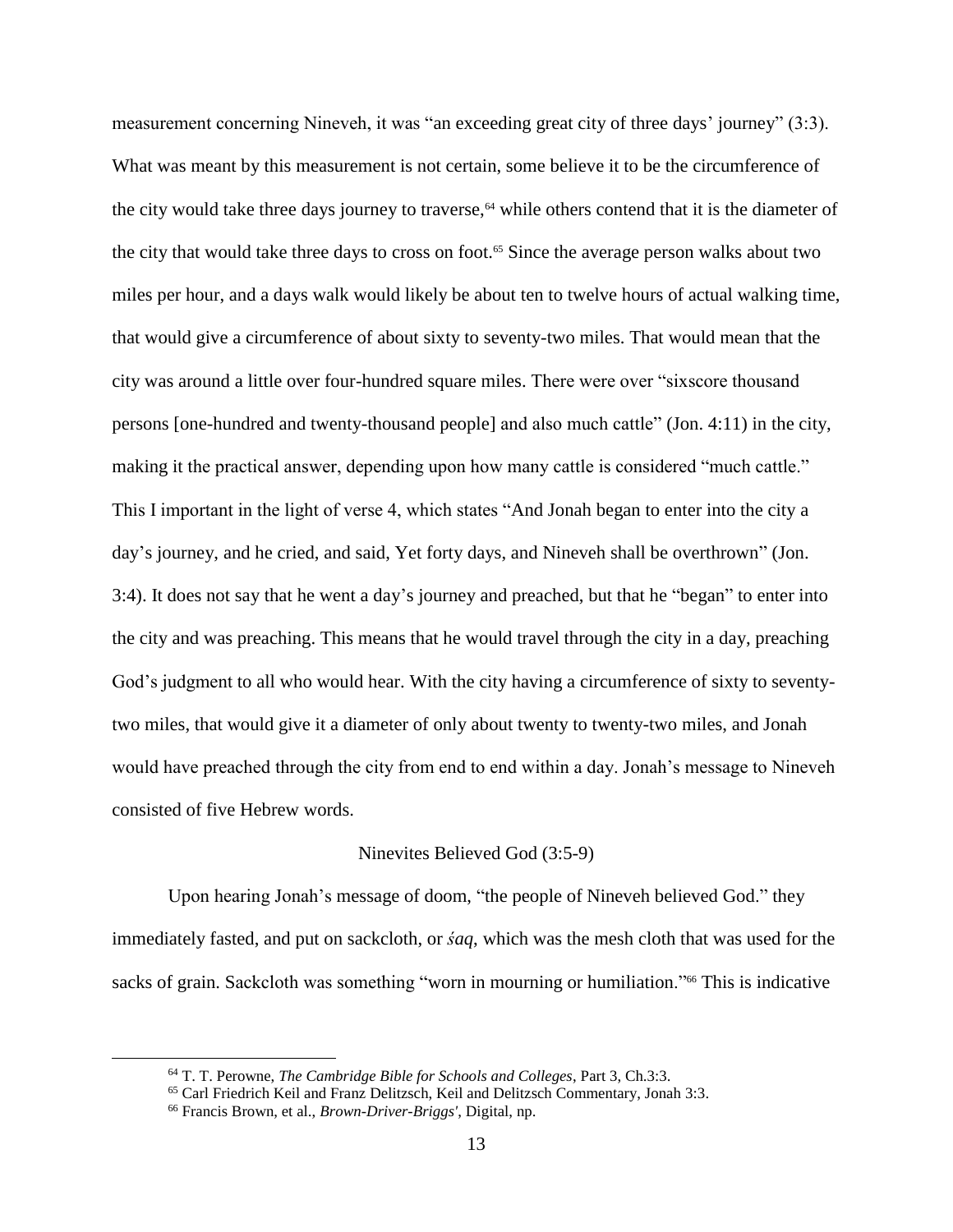measurement concerning Nineveh, it was "an exceeding great city of three days' journey" (3:3). What was meant by this measurement is not certain, some believe it to be the circumference of the city would take three days journey to traverse,[64] while others contend that it is the diameter of the city that would take three days to cross on foot.[65] Since the average person walks about two miles per hour, and a days walk would likely be about ten to twelve hours of actual walking time, that would give a circumference of about sixty to seventy-two miles. That would mean that the city was around a little over four-hundred square miles. There were over "sixscore thousand persons [one-hundred and twenty-thousand people] and also much cattle" (Jon. 4:11) in the city, making it the practical answer, depending upon how many cattle is considered "much cattle." This I important in the light of verse 4, which states "And Jonah began to enter into the city a day's journey, and he cried, and said, Yet forty days, and Nineveh shall be overthrown" (Jon. 3:4). It does not say that he went a day's journey and preached, but that he "began" to enter into the city and was preaching. This means that he would travel through the city in a day, preaching God's judgment to all who would hear. With the city having a circumference of sixty to seventy-two miles, that would give it a diameter of only about twenty to twenty-two miles, and Jonah would have preached through the city from end to end within a day. Jonah's message to Nineveh consisted of five Hebrew words.

## Ninevites Believed God (3:5-9)

Upon hearing Jonah's message of doom, "the people of Nineveh believed God." they immediately fasted, and put on sackcloth, or *śaq*, which was the mesh cloth that was used for the sacks of grain. Sackcloth was something "worn in mourning or humiliation."[66] This is indicative

---

[64] T. T. Perowne, *The Cambridge Bible for Schools and Colleges*, Part 3, Ch.3:3.

[65] Carl Friedrich Keil and Franz Delitzsch, Keil and Delitzsch Commentary, Jonah 3:3.

[66] Francis Brown, et al., *Brown-Driver-Briggs'*, Digital, np.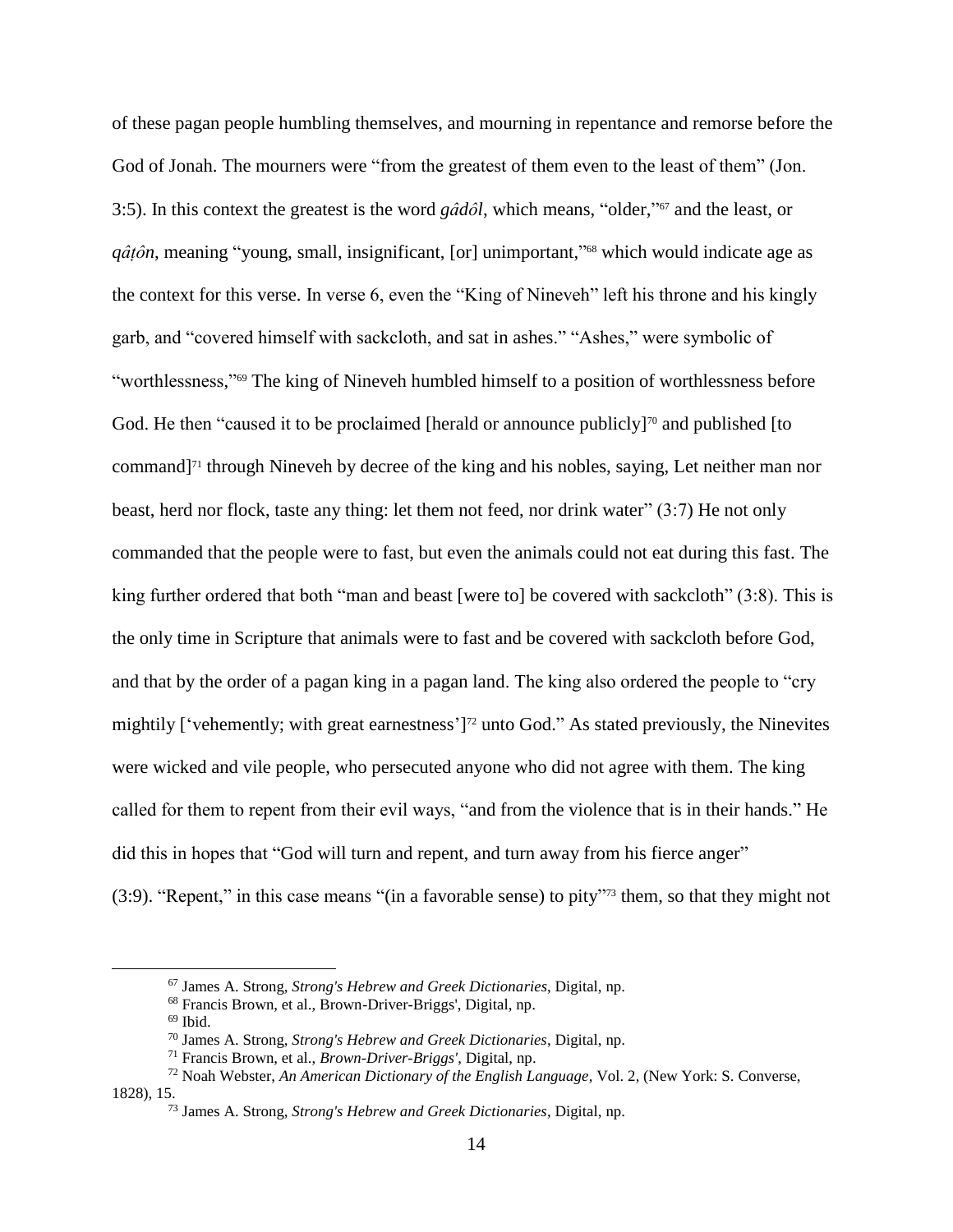of these pagan people humbling themselves, and mourning in repentance and remorse before the God of Jonah. The mourners were "from the greatest of them even to the least of them" (Jon. 3:5). In this context the greatest is the word *gâdôl*, which means, "older,"[67] and the least, or *qâṭôn*, meaning "young, small, insignificant, [or] unimportant,"[68] which would indicate age as the context for this verse. In verse 6, even the "King of Nineveh" left his throne and his kingly garb, and "covered himself with sackcloth, and sat in ashes." "Ashes," were symbolic of "worthlessness,"[69] The king of Nineveh humbled himself to a position of worthlessness before God. He then "caused it to be proclaimed [herald or announce publicly][70] and published [to command][71] through Nineveh by decree of the king and his nobles, saying, Let neither man nor beast, herd nor flock, taste any thing: let them not feed, nor drink water" (3:7) He not only commanded that the people were to fast, but even the animals could not eat during this fast. The king further ordered that both "man and beast [were to] be covered with sackcloth" (3:8). This is the only time in Scripture that animals were to fast and be covered with sackcloth before God, and that by the order of a pagan king in a pagan land. The king also ordered the people to "cry mightily ['vehemently; with great earnestness'][72] unto God." As stated previously, the Ninevites were wicked and vile people, who persecuted anyone who did not agree with them. The king called for them to repent from their evil ways, "and from the violence that is in their hands." He did this in hopes that "God will turn and repent, and turn away from his fierce anger" (3:9). "Repent," in this case means "(in a favorable sense) to pity"[73] them, so that they might not

---

[67] James A. Strong, *Strong's Hebrew and Greek Dictionaries*, Digital, np.

[68] Francis Brown, et al., Brown-Driver-Briggs', Digital, np.

[69] Ibid.

[70] James A. Strong, *Strong's Hebrew and Greek Dictionaries*, Digital, np.

[71] Francis Brown, et al., *Brown-Driver-Briggs'*, Digital, np.

[72] Noah Webster, *An American Dictionary of the English Language*, Vol. 2, (New York: S. Converse, 1828), 15.

[73] James A. Strong, *Strong's Hebrew and Greek Dictionaries*, Digital, np.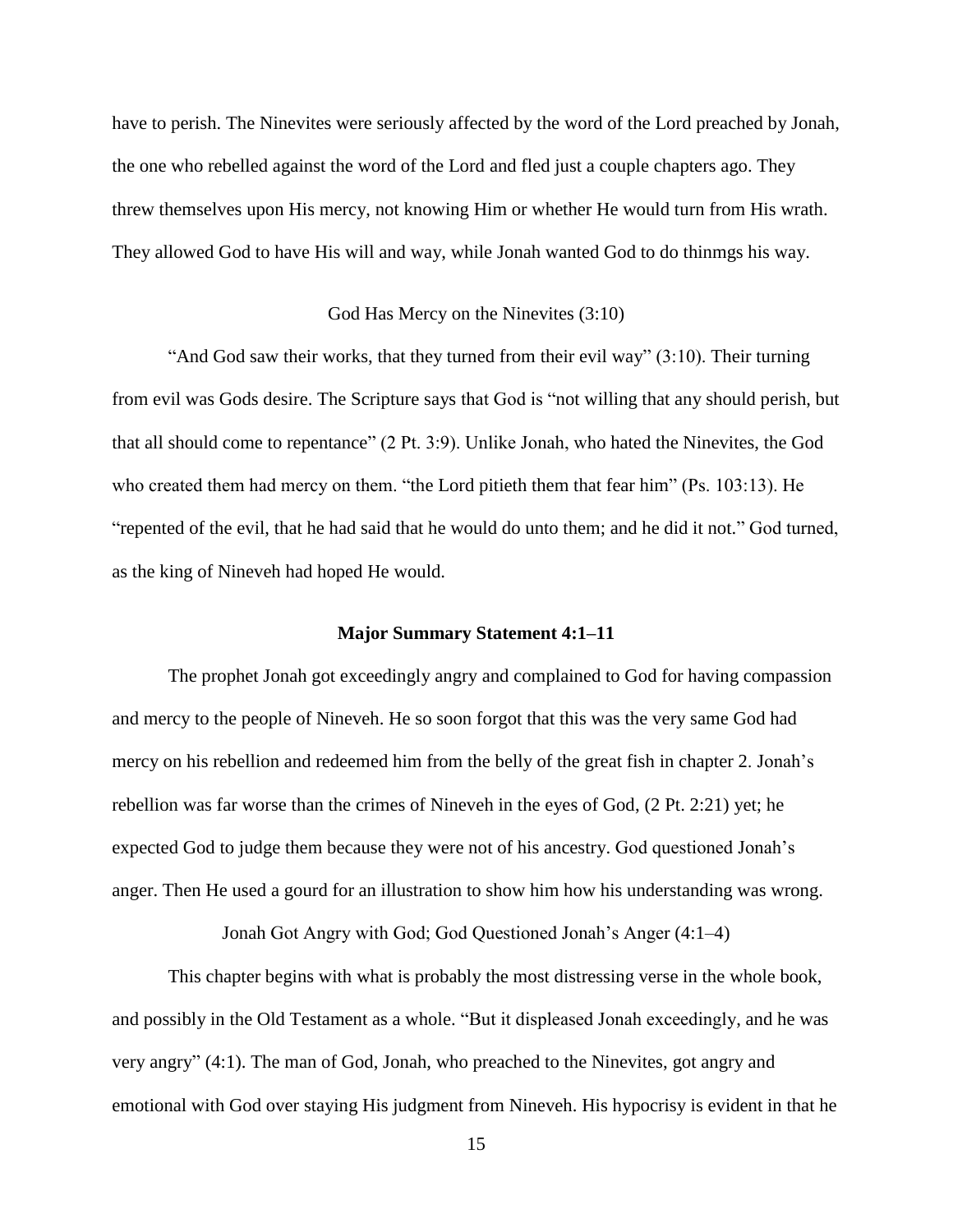have to perish. The Ninevites were seriously affected by the word of the Lord preached by Jonah, the one who rebelled against the word of the Lord and fled just a couple chapters ago. They threw themselves upon His mercy, not knowing Him or whether He would turn from His wrath. They allowed God to have His will and way, while Jonah wanted God to do thinmgs his way.

God Has Mercy on the Ninevites (3:10)

"And God saw their works, that they turned from their evil way" (3:10). Their turning from evil was Gods desire. The Scripture says that God is "not willing that any should perish, but that all should come to repentance" (2 Pt. 3:9). Unlike Jonah, who hated the Ninevites, the God who created them had mercy on them. "the Lord pitieth them that fear him" (Ps. 103:13). He "repented of the evil, that he had said that he would do unto them; and he did it not." God turned, as the king of Nineveh had hoped He would.

## Major Summary Statement 4:1–11

The prophet Jonah got exceedingly angry and complained to God for having compassion and mercy to the people of Nineveh. He so soon forgot that this was the very same God had mercy on his rebellion and redeemed him from the belly of the great fish in chapter 2. Jonah's rebellion was far worse than the crimes of Nineveh in the eyes of God, (2 Pt. 2:21) yet; he expected God to judge them because they were not of his ancestry. God questioned Jonah's anger. Then He used a gourd for an illustration to show him how his understanding was wrong.

Jonah Got Angry with God; God Questioned Jonah's Anger (4:1–4)

This chapter begins with what is probably the most distressing verse in the whole book, and possibly in the Old Testament as a whole. "But it displeased Jonah exceedingly, and he was very angry" (4:1). The man of God, Jonah, who preached to the Ninevites, got angry and emotional with God over staying His judgment from Nineveh. His hypocrisy is evident in that he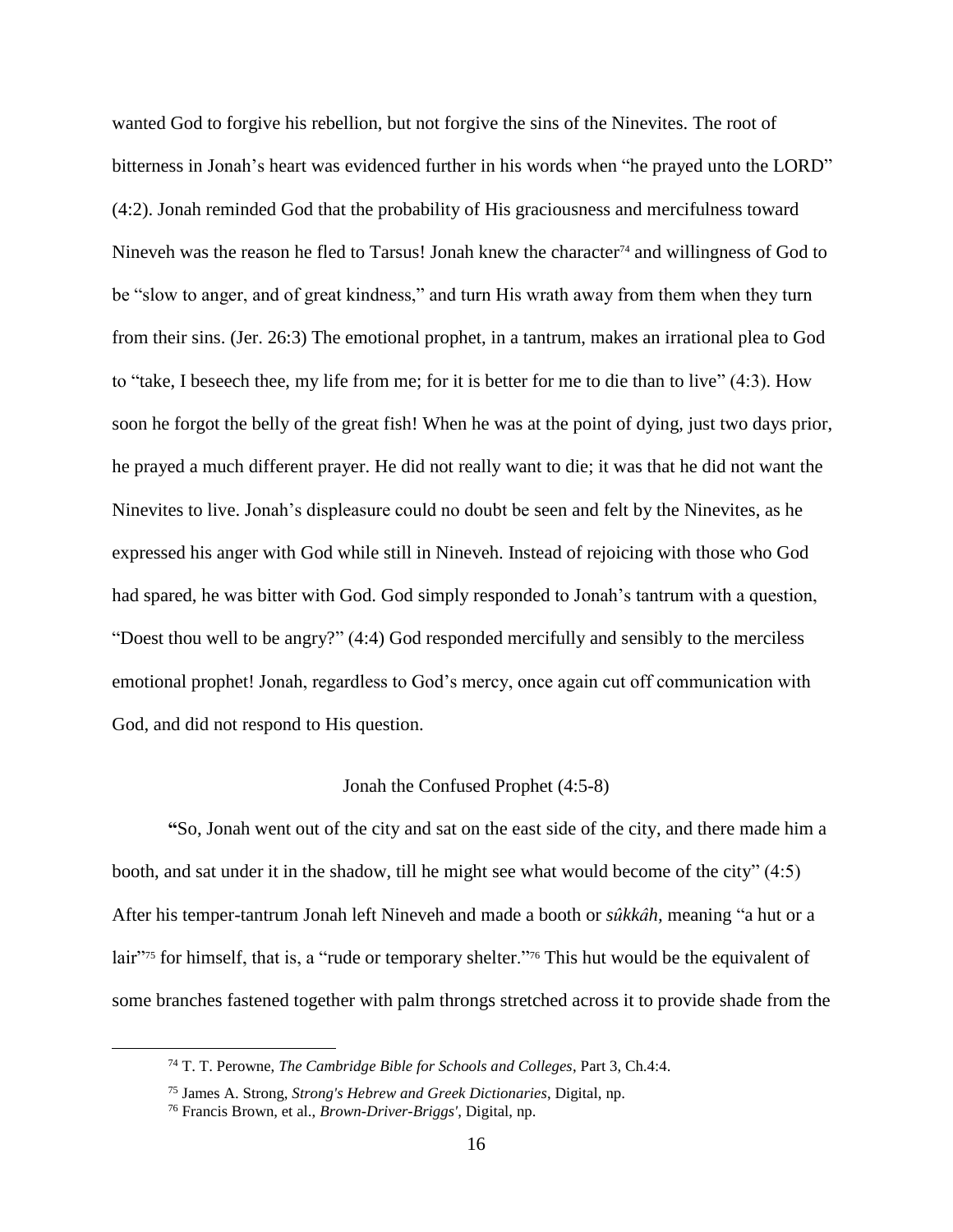wanted God to forgive his rebellion, but not forgive the sins of the Ninevites. The root of bitterness in Jonah's heart was evidenced further in his words when "he prayed unto the LORD" (4:2). Jonah reminded God that the probability of His graciousness and mercifulness toward Nineveh was the reason he fled to Tarsus! Jonah knew the character[74] and willingness of God to be "slow to anger, and of great kindness," and turn His wrath away from them when they turn from their sins. (Jer. 26:3) The emotional prophet, in a tantrum, makes an irrational plea to God to "take, I beseech thee, my life from me; for it is better for me to die than to live" (4:3). How soon he forgot the belly of the great fish! When he was at the point of dying, just two days prior, he prayed a much different prayer. He did not really want to die; it was that he did not want the Ninevites to live. Jonah's displeasure could no doubt be seen and felt by the Ninevites, as he expressed his anger with God while still in Nineveh. Instead of rejoicing with those who God had spared, he was bitter with God. God simply responded to Jonah's tantrum with a question, "Doest thou well to be angry?" (4:4) God responded mercifully and sensibly to the merciless emotional prophet! Jonah, regardless to God's mercy, once again cut off communication with God, and did not respond to His question.

## Jonah the Confused Prophet (4:5-8)

**"**So, Jonah went out of the city and sat on the east side of the city, and there made him a booth, and sat under it in the shadow, till he might see what would become of the city" (4:5) After his temper-tantrum Jonah left Nineveh and made a booth or *sûkkâh,* meaning "a hut or a lair"[75] for himself, that is, a "rude or temporary shelter."[76] This hut would be the equivalent of some branches fastened together with palm throngs stretched across it to provide shade from the

---

[74] T. T. Perowne, *The Cambridge Bible for Schools and Colleges*, Part 3, Ch.4:4.

[75] James A. Strong, *Strong's Hebrew and Greek Dictionaries*, Digital, np.

[76] Francis Brown, et al., *Brown-Driver-Briggs'*, Digital, np.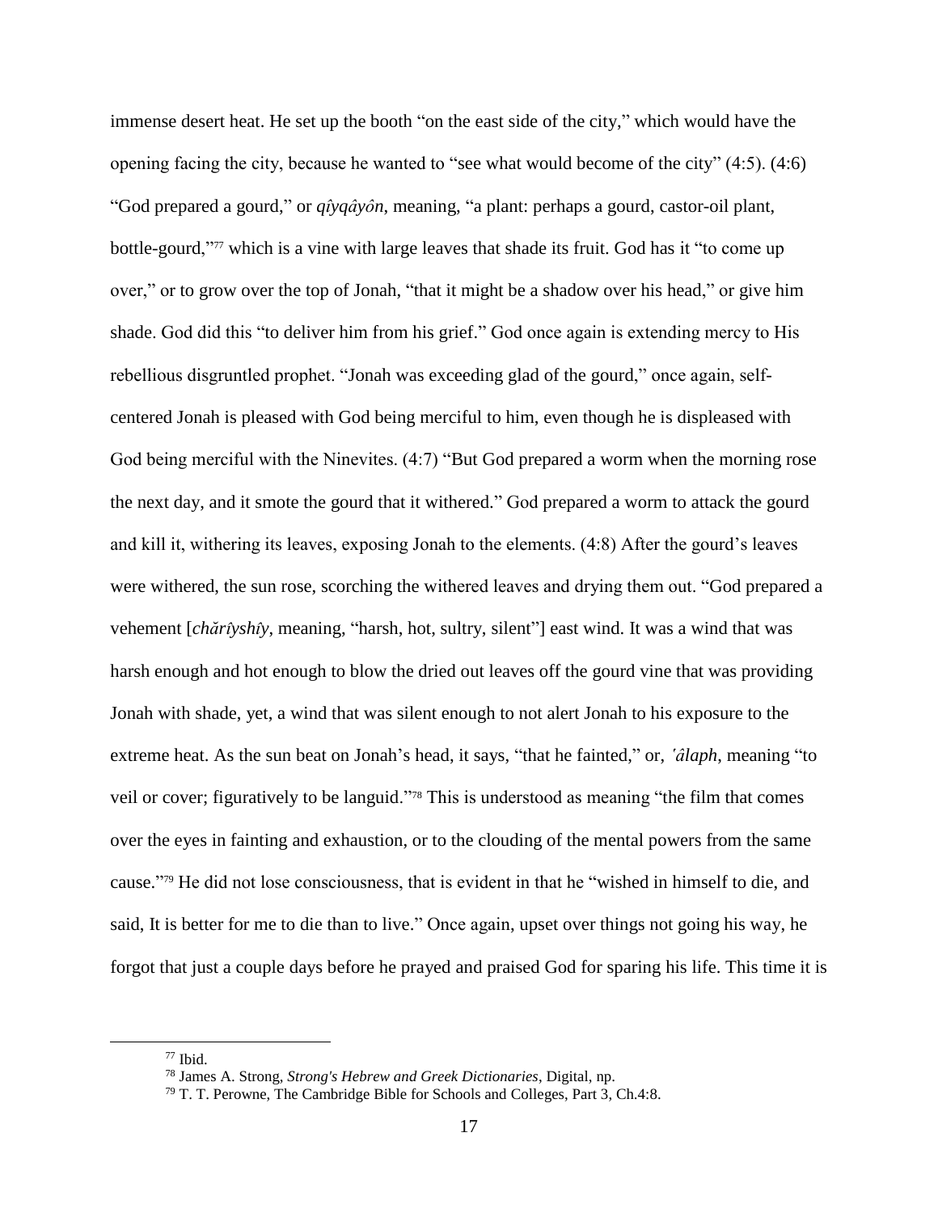immense desert heat. He set up the booth "on the east side of the city," which would have the opening facing the city, because he wanted to "see what would become of the city" (4:5). (4:6) "God prepared a gourd," or *qîyqâyôn*, meaning, "a plant: perhaps a gourd, castor-oil plant, bottle-gourd,"[77] which is a vine with large leaves that shade its fruit. God has it "to come up over," or to grow over the top of Jonah, "that it might be a shadow over his head," or give him shade. God did this "to deliver him from his grief." God once again is extending mercy to His rebellious disgruntled prophet. "Jonah was exceeding glad of the gourd," once again, self-centered Jonah is pleased with God being merciful to him, even though he is displeased with God being merciful with the Ninevites. (4:7) "But God prepared a worm when the morning rose the next day, and it smote the gourd that it withered." God prepared a worm to attack the gourd and kill it, withering its leaves, exposing Jonah to the elements. (4:8) After the gourd's leaves were withered, the sun rose, scorching the withered leaves and drying them out. "God prepared a vehement [*chărîyshîy*, meaning, "harsh, hot, sultry, silent"] east wind. It was a wind that was harsh enough and hot enough to blow the dried out leaves off the gourd vine that was providing Jonah with shade, yet, a wind that was silent enough to not alert Jonah to his exposure to the extreme heat. As the sun beat on Jonah's head, it says, "that he fainted," or, *ʿâlaph*, meaning "to veil or cover; figuratively to be languid."[78] This is understood as meaning "the film that comes over the eyes in fainting and exhaustion, or to the clouding of the mental powers from the same cause."[79] He did not lose consciousness, that is evident in that he "wished in himself to die, and said, It is better for me to die than to live." Once again, upset over things not going his way, he forgot that just a couple days before he prayed and praised God for sparing his life. This time it is

[77] Ibid.

[78] James A. Strong, *Strong's Hebrew and Greek Dictionaries*, Digital, np.

[79] T. T. Perowne, The Cambridge Bible for Schools and Colleges, Part 3, Ch.4:8.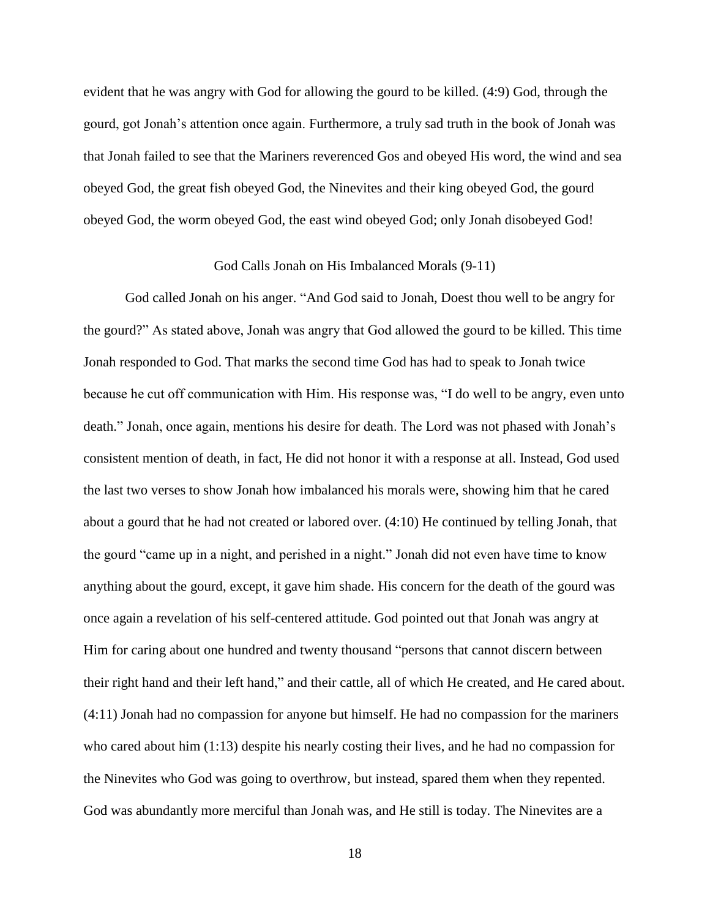evident that he was angry with God for allowing the gourd to be killed. (4:9) God, through the gourd, got Jonah's attention once again. Furthermore, a truly sad truth in the book of Jonah was that Jonah failed to see that the Mariners reverenced Gos and obeyed His word, the wind and sea obeyed God, the great fish obeyed God, the Ninevites and their king obeyed God, the gourd obeyed God, the worm obeyed God, the east wind obeyed God; only Jonah disobeyed God!

## God Calls Jonah on His Imbalanced Morals (9-11)

God called Jonah on his anger. "And God said to Jonah, Doest thou well to be angry for the gourd?" As stated above, Jonah was angry that God allowed the gourd to be killed. This time Jonah responded to God. That marks the second time God has had to speak to Jonah twice because he cut off communication with Him. His response was, "I do well to be angry, even unto death." Jonah, once again, mentions his desire for death. The Lord was not phased with Jonah's consistent mention of death, in fact, He did not honor it with a response at all. Instead, God used the last two verses to show Jonah how imbalanced his morals were, showing him that he cared about a gourd that he had not created or labored over. (4:10) He continued by telling Jonah, that the gourd "came up in a night, and perished in a night." Jonah did not even have time to know anything about the gourd, except, it gave him shade. His concern for the death of the gourd was once again a revelation of his self-centered attitude. God pointed out that Jonah was angry at Him for caring about one hundred and twenty thousand "persons that cannot discern between their right hand and their left hand," and their cattle, all of which He created, and He cared about. (4:11) Jonah had no compassion for anyone but himself. He had no compassion for the mariners who cared about him (1:13) despite his nearly costing their lives, and he had no compassion for the Ninevites who God was going to overthrow, but instead, spared them when they repented. God was abundantly more merciful than Jonah was, and He still is today. The Ninevites are a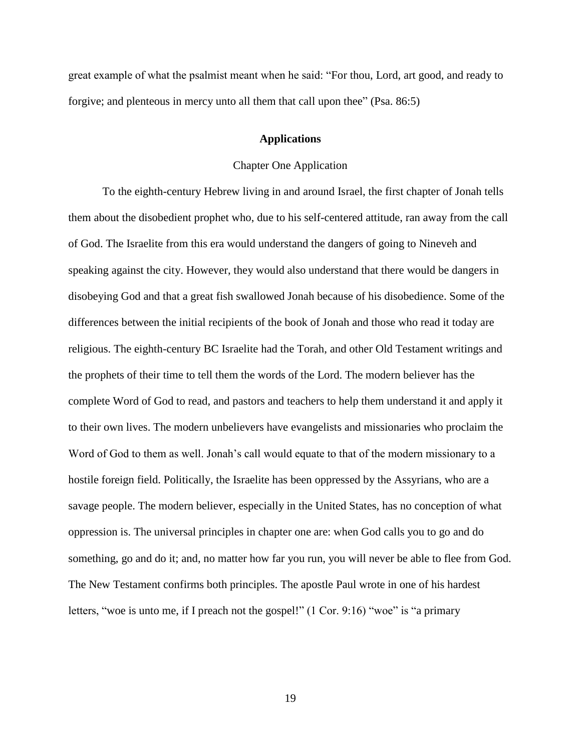great example of what the psalmist meant when he said: “For thou, Lord, art good, and ready to forgive; and plenteous in mercy unto all them that call upon thee” (Psa. 86:5)

## Applications

### Chapter One Application

To the eighth-century Hebrew living in and around Israel, the first chapter of Jonah tells them about the disobedient prophet who, due to his self-centered attitude, ran away from the call of God. The Israelite from this era would understand the dangers of going to Nineveh and speaking against the city. However, they would also understand that there would be dangers in disobeying God and that a great fish swallowed Jonah because of his disobedience. Some of the differences between the initial recipients of the book of Jonah and those who read it today are religious. The eighth-century BC Israelite had the Torah, and other Old Testament writings and the prophets of their time to tell them the words of the Lord. The modern believer has the complete Word of God to read, and pastors and teachers to help them understand it and apply it to their own lives. The modern unbelievers have evangelists and missionaries who proclaim the Word of God to them as well. Jonah’s call would equate to that of the modern missionary to a hostile foreign field. Politically, the Israelite has been oppressed by the Assyrians, who are a savage people. The modern believer, especially in the United States, has no conception of what oppression is. The universal principles in chapter one are: when God calls you to go and do something, go and do it; and, no matter how far you run, you will never be able to flee from God. The New Testament confirms both principles. The apostle Paul wrote in one of his hardest letters, “woe is unto me, if I preach not the gospel!” (1 Cor. 9:16) “woe” is “a primary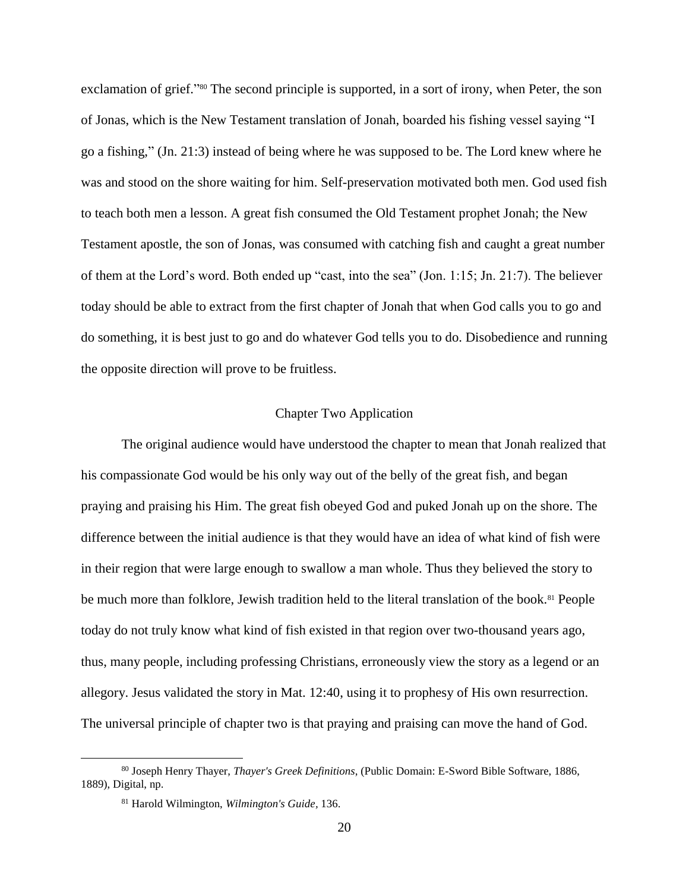exclamation of grief."[80] The second principle is supported, in a sort of irony, when Peter, the son of Jonas, which is the New Testament translation of Jonah, boarded his fishing vessel saying "I go a fishing," (Jn. 21:3) instead of being where he was supposed to be. The Lord knew where he was and stood on the shore waiting for him. Self-preservation motivated both men. God used fish to teach both men a lesson. A great fish consumed the Old Testament prophet Jonah; the New Testament apostle, the son of Jonas, was consumed with catching fish and caught a great number of them at the Lord's word. Both ended up "cast, into the sea" (Jon. 1:15; Jn. 21:7). The believer today should be able to extract from the first chapter of Jonah that when God calls you to go and do something, it is best just to go and do whatever God tells you to do. Disobedience and running the opposite direction will prove to be fruitless.

## Chapter Two Application

The original audience would have understood the chapter to mean that Jonah realized that his compassionate God would be his only way out of the belly of the great fish, and began praying and praising his Him. The great fish obeyed God and puked Jonah up on the shore. The difference between the initial audience is that they would have an idea of what kind of fish were in their region that were large enough to swallow a man whole. Thus they believed the story to be much more than folklore, Jewish tradition held to the literal translation of the book.[81] People today do not truly know what kind of fish existed in that region over two-thousand years ago, thus, many people, including professing Christians, erroneously view the story as a legend or an allegory. Jesus validated the story in Mat. 12:40, using it to prophesy of His own resurrection. The universal principle of chapter two is that praying and praising can move the hand of God.

---

[80] Joseph Henry Thayer, *Thayer's Greek Definitions*, (Public Domain: E-Sword Bible Software, 1886, 1889), Digital, np.

[81] Harold Wilmington, *Wilmington's Guide*, 136.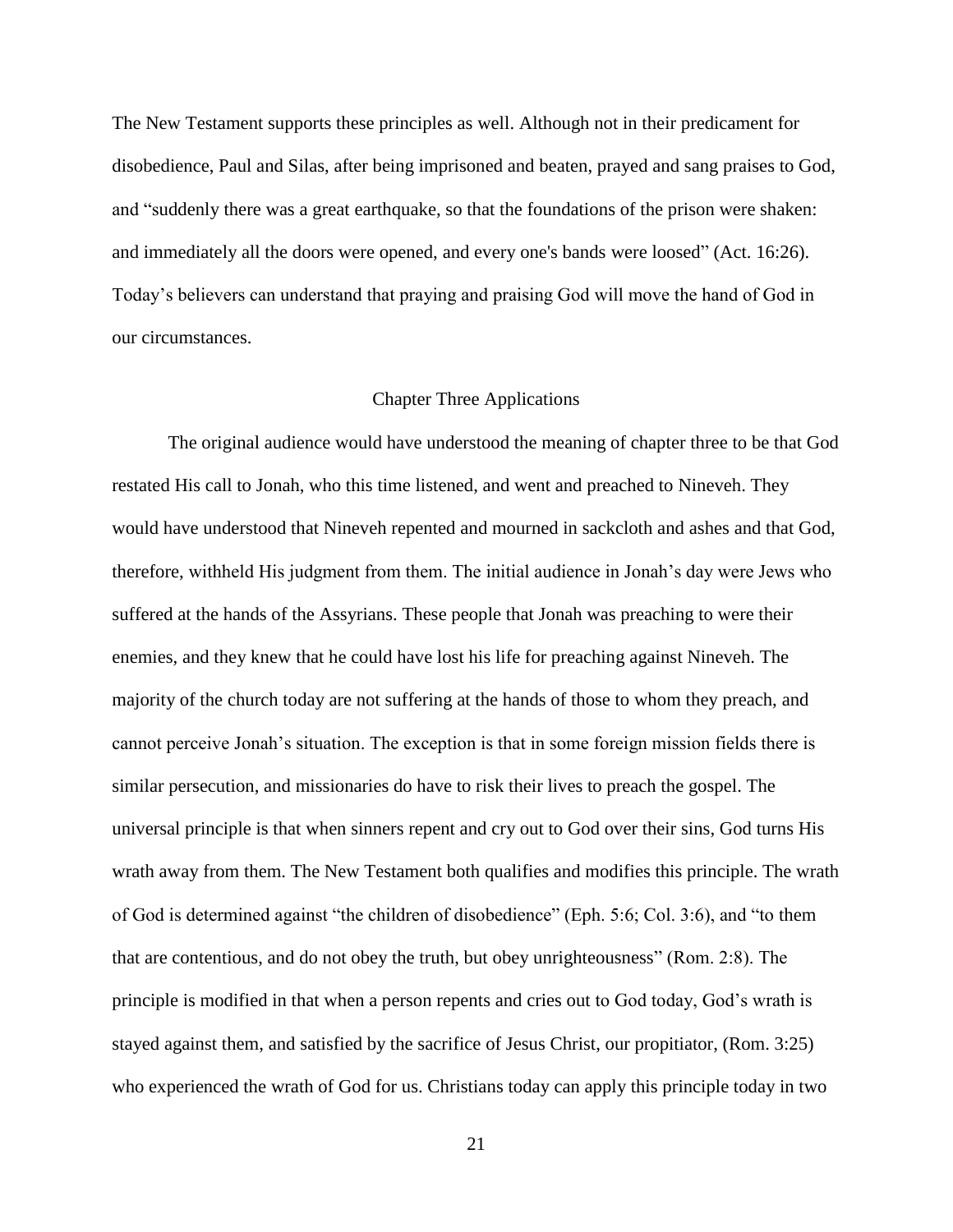The New Testament supports these principles as well. Although not in their predicament for disobedience, Paul and Silas, after being imprisoned and beaten, prayed and sang praises to God, and "suddenly there was a great earthquake, so that the foundations of the prison were shaken: and immediately all the doors were opened, and every one's bands were loosed" (Act. 16:26). Today's believers can understand that praying and praising God will move the hand of God in our circumstances.

## Chapter Three Applications

The original audience would have understood the meaning of chapter three to be that God restated His call to Jonah, who this time listened, and went and preached to Nineveh. They would have understood that Nineveh repented and mourned in sackcloth and ashes and that God, therefore, withheld His judgment from them. The initial audience in Jonah's day were Jews who suffered at the hands of the Assyrians. These people that Jonah was preaching to were their enemies, and they knew that he could have lost his life for preaching against Nineveh. The majority of the church today are not suffering at the hands of those to whom they preach, and cannot perceive Jonah's situation. The exception is that in some foreign mission fields there is similar persecution, and missionaries do have to risk their lives to preach the gospel. The universal principle is that when sinners repent and cry out to God over their sins, God turns His wrath away from them. The New Testament both qualifies and modifies this principle. The wrath of God is determined against "the children of disobedience" (Eph. 5:6; Col. 3:6), and "to them that are contentious, and do not obey the truth, but obey unrighteousness" (Rom. 2:8). The principle is modified in that when a person repents and cries out to God today, God's wrath is stayed against them, and satisfied by the sacrifice of Jesus Christ, our propitiator, (Rom. 3:25) who experienced the wrath of God for us. Christians today can apply this principle today in two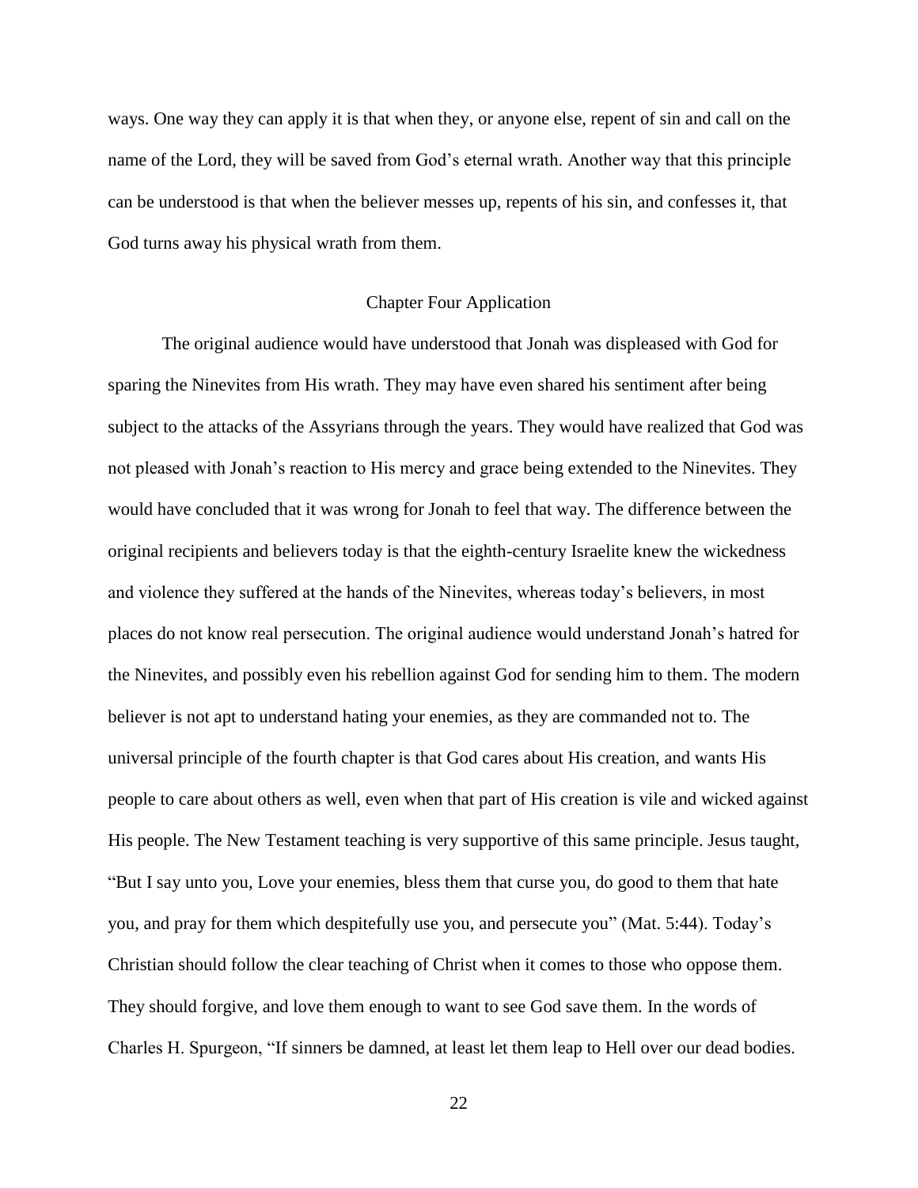ways. One way they can apply it is that when they, or anyone else, repent of sin and call on the name of the Lord, they will be saved from God's eternal wrath. Another way that this principle can be understood is that when the believer messes up, repents of his sin, and confesses it, that God turns away his physical wrath from them.

## Chapter Four Application

The original audience would have understood that Jonah was displeased with God for sparing the Ninevites from His wrath. They may have even shared his sentiment after being subject to the attacks of the Assyrians through the years. They would have realized that God was not pleased with Jonah's reaction to His mercy and grace being extended to the Ninevites. They would have concluded that it was wrong for Jonah to feel that way. The difference between the original recipients and believers today is that the eighth-century Israelite knew the wickedness and violence they suffered at the hands of the Ninevites, whereas today's believers, in most places do not know real persecution. The original audience would understand Jonah's hatred for the Ninevites, and possibly even his rebellion against God for sending him to them. The modern believer is not apt to understand hating your enemies, as they are commanded not to. The universal principle of the fourth chapter is that God cares about His creation, and wants His people to care about others as well, even when that part of His creation is vile and wicked against His people. The New Testament teaching is very supportive of this same principle. Jesus taught, "But I say unto you, Love your enemies, bless them that curse you, do good to them that hate you, and pray for them which despitefully use you, and persecute you" (Mat. 5:44). Today's Christian should follow the clear teaching of Christ when it comes to those who oppose them. They should forgive, and love them enough to want to see God save them. In the words of Charles H. Spurgeon, "If sinners be damned, at least let them leap to Hell over our dead bodies.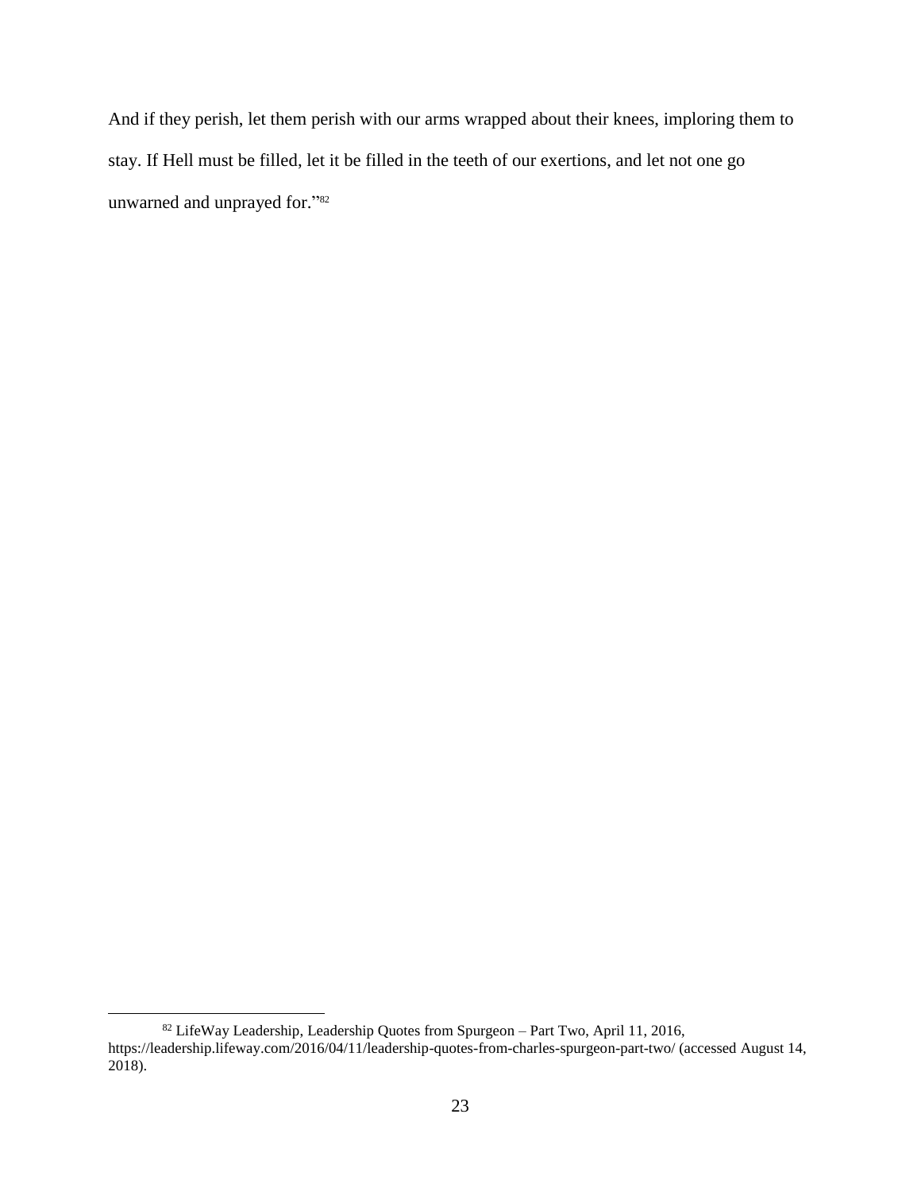And if they perish, let them perish with our arms wrapped about their knees, imploring them to stay. If Hell must be filled, let it be filled in the teeth of our exertions, and let not one go unwarned and unprayed for."[82]

---

[82] LifeWay Leadership, Leadership Quotes from Spurgeon – Part Two, April 11, 2016, https://leadership.lifeway.com/2016/04/11/leadership-quotes-from-charles-spurgeon-part-two/ (accessed August 14, 2018).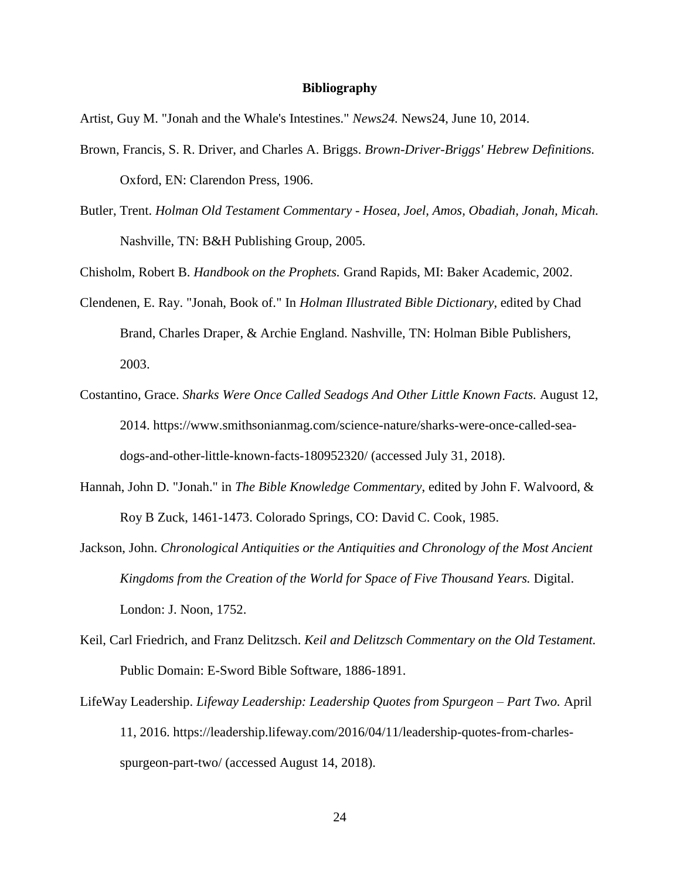# Bibliography

Artist, Guy M. "Jonah and the Whale's Intestines." *News24.* News24, June 10, 2014.

Brown, Francis, S. R. Driver, and Charles A. Briggs. *Brown-Driver-Briggs' Hebrew Definitions.* Oxford, EN: Clarendon Press, 1906.

Butler, Trent. *Holman Old Testament Commentary - Hosea, Joel, Amos, Obadiah, Jonah, Micah.* Nashville, TN: B&H Publishing Group, 2005.

Chisholm, Robert B. *Handbook on the Prophets.* Grand Rapids, MI: Baker Academic, 2002.

Clendenen, E. Ray. "Jonah, Book of." In *Holman Illustrated Bible Dictionary*, edited by Chad Brand, Charles Draper, & Archie England. Nashville, TN: Holman Bible Publishers, 2003.

Costantino, Grace. *Sharks Were Once Called Seadogs And Other Little Known Facts.* August 12, 2014. https://www.smithsonianmag.com/science-nature/sharks-were-once-called-sea-dogs-and-other-little-known-facts-180952320/ (accessed July 31, 2018).

Hannah, John D. "Jonah." in *The Bible Knowledge Commentary*, edited by John F. Walvoord, & Roy B Zuck, 1461-1473. Colorado Springs, CO: David C. Cook, 1985.

Jackson, John. *Chronological Antiquities or the Antiquities and Chronology of the Most Ancient Kingdoms from the Creation of the World for Space of Five Thousand Years.* Digital. London: J. Noon, 1752.

Keil, Carl Friedrich, and Franz Delitzsch. *Keil and Delitzsch Commentary on the Old Testament.* Public Domain: E-Sword Bible Software, 1886-1891.

LifeWay Leadership. *Lifeway Leadership: Leadership Quotes from Spurgeon – Part Two.* April 11, 2016. https://leadership.lifeway.com/2016/04/11/leadership-quotes-from-charles-spurgeon-part-two/ (accessed August 14, 2018).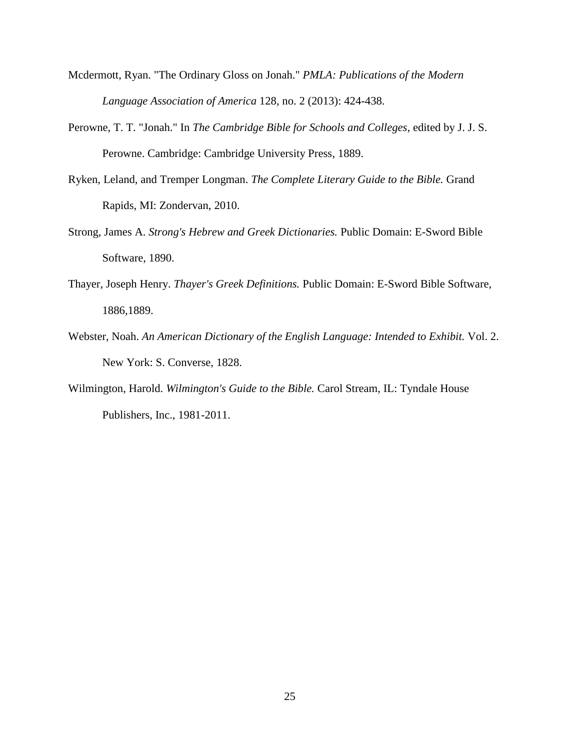Mcdermott, Ryan. "The Ordinary Gloss on Jonah." *PMLA: Publications of the Modern Language Association of America* 128, no. 2 (2013): 424-438.

Perowne, T. T. "Jonah." In *The Cambridge Bible for Schools and Colleges*, edited by J. J. S. Perowne. Cambridge: Cambridge University Press, 1889.

Ryken, Leland, and Tremper Longman. *The Complete Literary Guide to the Bible.* Grand Rapids, MI: Zondervan, 2010.

Strong, James A. *Strong's Hebrew and Greek Dictionaries.* Public Domain: E-Sword Bible Software, 1890.

Thayer, Joseph Henry. *Thayer's Greek Definitions.* Public Domain: E-Sword Bible Software, 1886,1889.

Webster, Noah. *An American Dictionary of the English Language: Intended to Exhibit.* Vol. 2. New York: S. Converse, 1828.

Wilmington, Harold. *Wilmington's Guide to the Bible.* Carol Stream, IL: Tyndale House Publishers, Inc., 1981-2011.